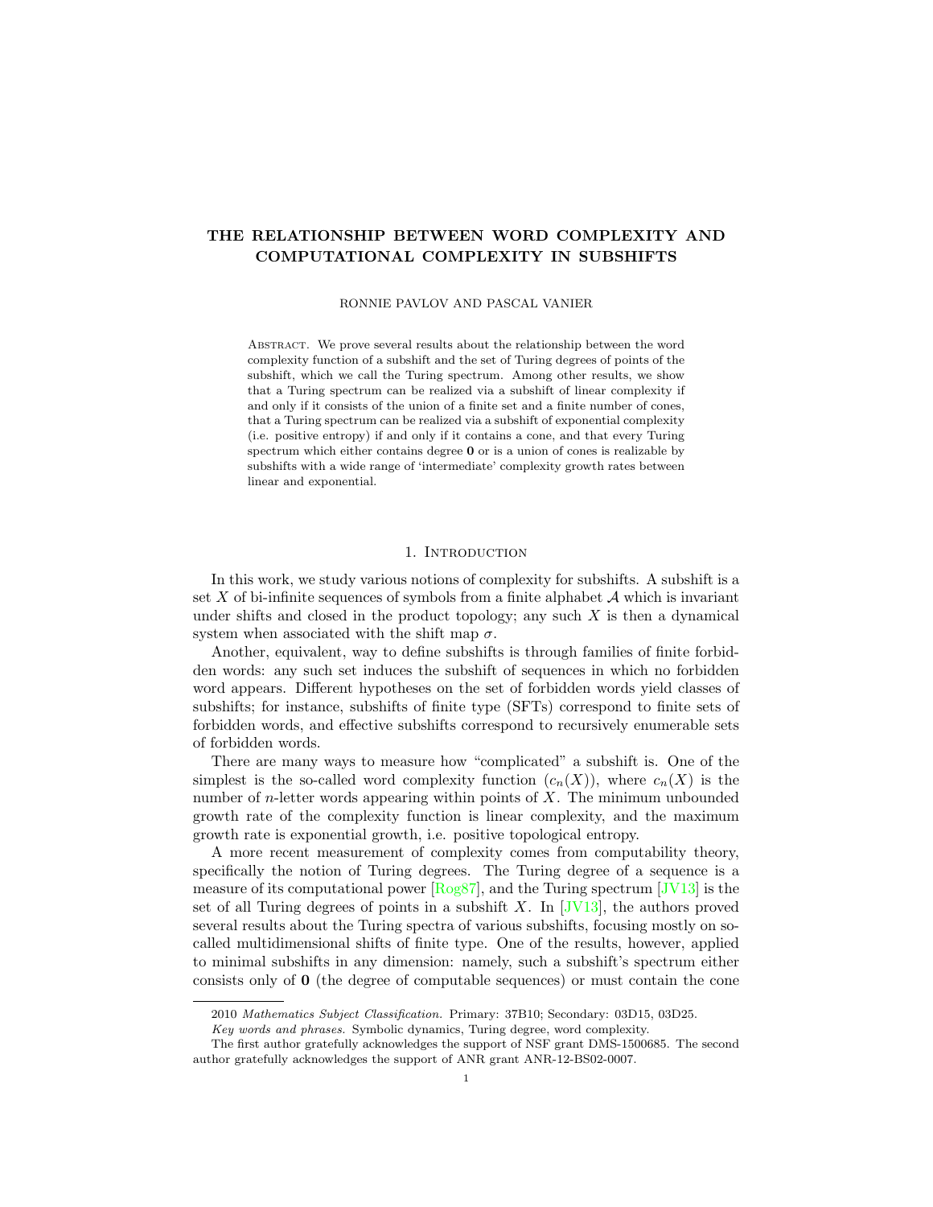# THE RELATIONSHIP BETWEEN WORD COMPLEXITY AND COMPUTATIONAL COMPLEXITY IN SUBSHIFTS

RONNIE PAVLOV AND PASCAL VANIER

Abstract. We prove several results about the relationship between the word complexity function of a subshift and the set of Turing degrees of points of the subshift, which we call the Turing spectrum. Among other results, we show that a Turing spectrum can be realized via a subshift of linear complexity if and only if it consists of the union of a finite set and a finite number of cones, that a Turing spectrum can be realized via a subshift of exponential complexity (i.e. positive entropy) if and only if it contains a cone, and that every Turing spectrum which either contains degree $\mathbf{0}$ or is a union of cones is realizable by subshifts with a wide range of 'intermediate' complexity growth rates between linear and exponential.

## 1. Introduction

In this work, we study various notions of complexity for subshifts. A subshift is a set $X$ of bi-infinite sequences of symbols from a finite alphabet $\mathcal{A}$ which is invariant under shifts and closed in the product topology; any such $X$ is then a dynamical system when associated with the shift map $\sigma$.

Another, equivalent, way to define subshifts is through families of finite forbidden words: any such set induces the subshift of sequences in which no forbidden word appears. Different hypotheses on the set of forbidden words yield classes of subshifts; for instance, subshifts of finite type (SFTs) correspond to finite sets of forbidden words, and effective subshifts correspond to recursively enumerable sets of forbidden words.

There are many ways to measure how "complicated" a subshift is. One of the simplest is the so-called word complexity function $(c_n(X))$, where $c_n(X)$ is the number of $n$-letter words appearing within points of $X$. The minimum unbounded growth rate of the complexity function is linear complexity, and the maximum growth rate is exponential growth, i.e. positive topological entropy.

A more recent measurement of complexity comes from computability theory, specifically the notion of Turing degrees. The Turing degree of a sequence is a measure of its computational power [Rog87], and the Turing spectrum [JV13] is the set of all Turing degrees of points in a subshift $X$. In [JV13], the authors proved several results about the Turing spectra of various subshifts, focusing mostly on so-called multidimensional shifts of finite type. One of the results, however, applied to minimal subshifts in any dimension: namely, such a subshift's spectrum either consists only of $\mathbf{0}$ (the degree of computable sequences) or must contain the cone

---

2010 *Mathematics Subject Classification.* Primary: 37B10; Secondary: 03D15, 03D25.

*Key words and phrases.* Symbolic dynamics, Turing degree, word complexity.

The first author gratefully acknowledges the support of NSF grant DMS-1500685. The second author gratefully acknowledges the support of ANR grant ANR-12-BS02-0007.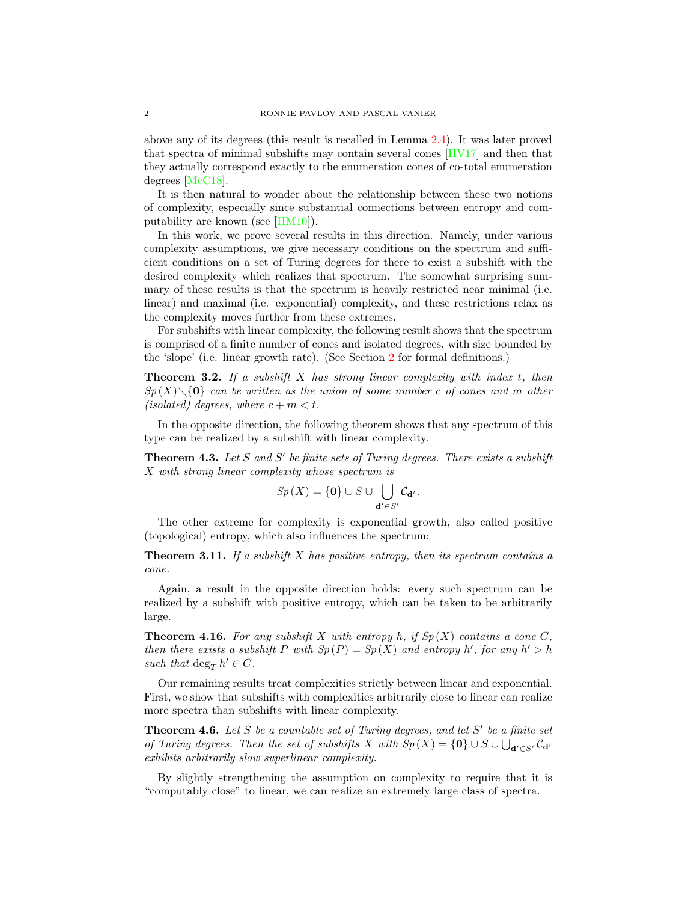above any of its degrees (this result is recalled in Lemma 2.4). It was later proved that spectra of minimal subshifts may contain several cones [HV17] and then that they actually correspond exactly to the enumeration cones of co-total enumeration degrees [McC18].

It is then natural to wonder about the relationship between these two notions of complexity, especially since substantial connections between entropy and computability are known (see [HM10]).

In this work, we prove several results in this direction. Namely, under various complexity assumptions, we give necessary conditions on the spectrum and sufficient conditions on a set of Turing degrees for there to exist a subshift with the desired complexity which realizes that spectrum. The somewhat surprising summary of these results is that the spectrum is heavily restricted near minimal (i.e. linear) and maximal (i.e. exponential) complexity, and these restrictions relax as the complexity moves further from these extremes.

For subshifts with linear complexity, the following result shows that the spectrum is comprised of a finite number of cones and isolated degrees, with size bounded by the 'slope' (i.e. linear growth rate). (See Section 2 for formal definitions.)

**Theorem 3.2.** *If a subshift $X$ has strong linear complexity with index $t$, then $Sp(X) \setminus \{\mathbf{0}\}$ can be written as the union of some number $c$ of cones and $m$ other (isolated) degrees, where $c + m < t$.*

In the opposite direction, the following theorem shows that any spectrum of this type can be realized by a subshift with linear complexity.

**Theorem 4.3.** *Let $S$ and $S'$ be finite sets of Turing degrees. There exists a subshift $X$ with strong linear complexity whose spectrum is*

$$Sp(X) = \{\mathbf{0}\} \cup S \cup \bigcup_{\mathbf{d}' \in S'} \mathcal{C}_{\mathbf{d}'}.$$

The other extreme for complexity is exponential growth, also called positive (topological) entropy, which also influences the spectrum:

**Theorem 3.11.** *If a subshift $X$ has positive entropy, then its spectrum contains a cone.*

Again, a result in the opposite direction holds: every such spectrum can be realized by a subshift with positive entropy, which can be taken to be arbitrarily large.

**Theorem 4.16.** *For any subshift $X$ with entropy $h$, if $Sp(X)$ contains a cone $C$, then there exists a subshift $P$ with $Sp(P) = Sp(X)$ and entropy $h'$, for any $h' > h$ such that $\deg_T h' \in C$.*

Our remaining results treat complexities strictly between linear and exponential. First, we show that subshifts with complexities arbitrarily close to linear can realize more spectra than subshifts with linear complexity.

**Theorem 4.6.** *Let $S$ be a countable set of Turing degrees, and let $S'$ be a finite set of Turing degrees. Then the set of subshifts $X$ with $Sp(X) = \{\mathbf{0}\} \cup S \cup \bigcup_{\mathbf{d}' \in S'} \mathcal{C}_{\mathbf{d}'}$ exhibits arbitrarily slow superlinear complexity.*

By slightly strengthening the assumption on complexity to require that it is "computably close" to linear, we can realize an extremely large class of spectra.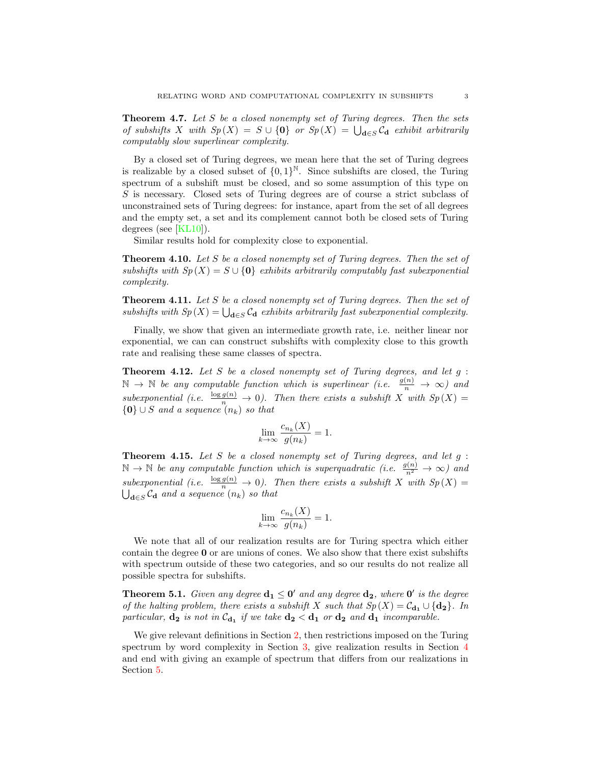**Theorem 4.7.** *Let $S$ be a closed nonempty set of Turing degrees. Then the sets of subshifts $X$ with $Sp(X) = S \cup \{\mathbf{0}\}$ or $Sp(X) = \bigcup_{\mathbf{d} \in S} \mathcal{C}_{\mathbf{d}}$ exhibit arbitrarily computably slow superlinear complexity.*

By a closed set of Turing degrees, we mean here that the set of Turing degrees is realizable by a closed subset of $\{0,1\}^{\mathbb{N}}$. Since subshifts are closed, the Turing spectrum of a subshift must be closed, and so some assumption of this type on $S$ is necessary. Closed sets of Turing degrees are of course a strict subclass of unconstrained sets of Turing degrees: for instance, apart from the set of all degrees and the empty set, a set and its complement cannot both be closed sets of Turing degrees (see [KL10]).

Similar results hold for complexity close to exponential.

**Theorem 4.10.** *Let $S$ be a closed nonempty set of Turing degrees. Then the set of subshifts with $Sp(X) = S \cup \{\mathbf{0}\}$ exhibits arbitrarily computably fast subexponential complexity.*

**Theorem 4.11.** *Let $S$ be a closed nonempty set of Turing degrees. Then the set of subshifts with $Sp(X) = \bigcup_{\mathbf{d} \in S} \mathcal{C}_{\mathbf{d}}$ exhibits arbitrarily fast subexponential complexity.*

Finally, we show that given an intermediate growth rate, i.e. neither linear nor exponential, we can can construct subshifts with complexity close to this growth rate and realising these same classes of spectra.

**Theorem 4.12.** *Let $S$ be a closed nonempty set of Turing degrees, and let $g : \mathbb{N} \to \mathbb{N}$ be any computable function which is superlinear (i.e. $\frac{g(n)}{n} \to \infty$) and subexponential (i.e. $\frac{\log g(n)}{n} \to 0$). Then there exists a subshift $X$ with $Sp(X) = \{\mathbf{0}\} \cup S$ and a sequence $(n_k)$ so that*

$$\lim_{k \to \infty} \frac{c_{n_k}(X)}{g(n_k)} = 1.$$

**Theorem 4.15.** *Let $S$ be a closed nonempty set of Turing degrees, and let $g : \mathbb{N} \to \mathbb{N}$ be any computable function which is superquadratic (i.e. $\frac{g(n)}{n^2} \to \infty$) and subexponential (i.e. $\frac{\log g(n)}{n} \to 0$). Then there exists a subshift $X$ with $Sp(X) = \bigcup_{\mathbf{d} \in S} \mathcal{C}_{\mathbf{d}}$ and a sequence $(n_k)$ so that*

$$\lim_{k \to \infty} \frac{c_{n_k}(X)}{g(n_k)} = 1.$$

We note that all of our realization results are for Turing spectra which either contain the degree $\mathbf{0}$ or are unions of cones. We also show that there exist subshifts with spectrum outside of these two categories, and so our results do not realize all possible spectra for subshifts.

**Theorem 5.1.** *Given any degree $\mathbf{d_1} \leq \mathbf{0}'$ and any degree $\mathbf{d_2}$, where $\mathbf{0}'$ is the degree of the halting problem, there exists a subshift $X$ such that $Sp(X) = \mathcal{C}_{\mathbf{d_1}} \cup \{\mathbf{d_2}\}$. In particular, $\mathbf{d_2}$ is not in $\mathcal{C}_{\mathbf{d_1}}$ if we take $\mathbf{d_2} < \mathbf{d_1}$ or $\mathbf{d_2}$ and $\mathbf{d_1}$ incomparable.*

We give relevant definitions in Section 2, then restrictions imposed on the Turing spectrum by word complexity in Section 3, give realization results in Section 4 and end with giving an example of spectrum that differs from our realizations in Section 5.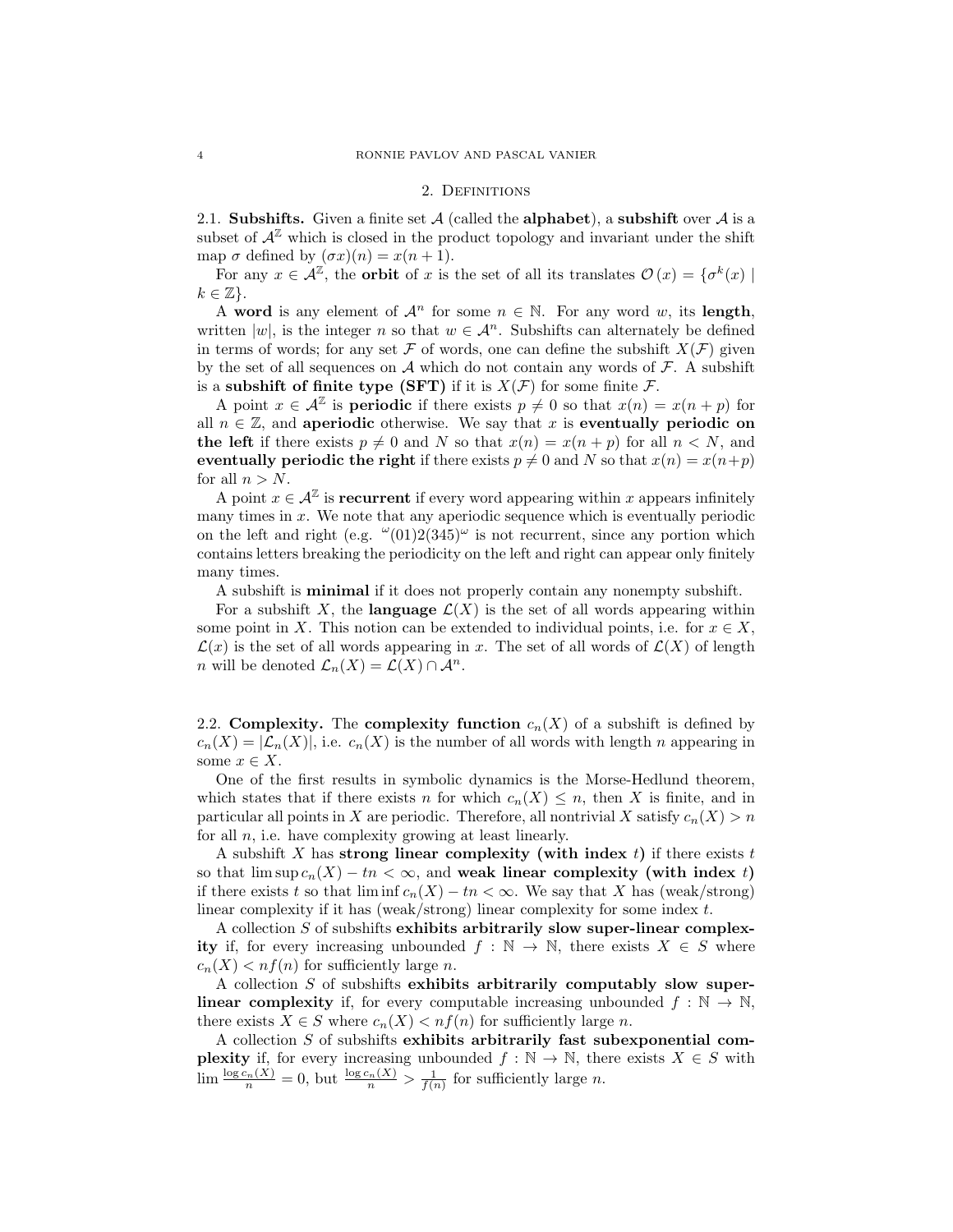## 2. Definitions

### 2.1. Subshifts.

Given a finite set $\mathcal{A}$ (called the **alphabet**), a **subshift** over $\mathcal{A}$ is a subset of $\mathcal{A}^{\mathbb{Z}}$ which is closed in the product topology and invariant under the shift map $\sigma$ defined by $(\sigma x)(n) = x(n+1)$.

For any $x \in \mathcal{A}^{\mathbb{Z}}$, the **orbit** of $x$ is the set of all its translates $\mathcal{O}(x) = \{\sigma^k(x) \mid k \in \mathbb{Z}\}$.

A **word** is any element of $\mathcal{A}^n$ for some $n \in \mathbb{N}$. For any word $w$, its **length**, written $|w|$, is the integer $n$ so that $w \in \mathcal{A}^n$. Subshifts can alternately be defined in terms of words; for any set $\mathcal{F}$ of words, one can define the subshift $X(\mathcal{F})$ given by the set of all sequences on $\mathcal{A}$ which do not contain any words of $\mathcal{F}$. A subshift is a **subshift of finite type (SFT)** if it is $X(\mathcal{F})$ for some finite $\mathcal{F}$.

A point $x \in \mathcal{A}^{\mathbb{Z}}$ is **periodic** if there exists $p \neq 0$ so that $x(n) = x(n+p)$ for all $n \in \mathbb{Z}$, and **aperiodic** otherwise. We say that $x$ is **eventually periodic on the left** if there exists $p \neq 0$ and $N$ so that $x(n) = x(n+p)$ for all $n < N$, and **eventually periodic the right** if there exists $p \neq 0$ and $N$ so that $x(n) = x(n+p)$ for all $n > N$.

A point $x \in \mathcal{A}^{\mathbb{Z}}$ is **recurrent** if every word appearing within $x$ appears infinitely many times in $x$. We note that any aperiodic sequence which is eventually periodic on the left and right (e.g. ${}^{\omega}(01)2(345)^{\omega}$ is not recurrent, since any portion which contains letters breaking the periodicity on the left and right can appear only finitely many times.

A subshift is **minimal** if it does not properly contain any nonempty subshift.

For a subshift $X$, the **language** $\mathcal{L}(X)$ is the set of all words appearing within some point in $X$. This notion can be extended to individual points, i.e. for $x \in X$, $\mathcal{L}(x)$ is the set of all words appearing in $x$. The set of all words of $\mathcal{L}(X)$ of length $n$ will be denoted $\mathcal{L}_n(X) = \mathcal{L}(X) \cap \mathcal{A}^n$.

### 2.2. Complexity.

The **complexity function** $c_n(X)$ of a subshift is defined by $c_n(X) = |\mathcal{L}_n(X)|$, i.e. $c_n(X)$ is the number of all words with length $n$ appearing in some $x \in X$.

One of the first results in symbolic dynamics is the Morse-Hedlund theorem, which states that if there exists $n$ for which $c_n(X) \leq n$, then $X$ is finite, and in particular all points in $X$ are periodic. Therefore, all nontrivial $X$ satisfy $c_n(X) > n$ for all $n$, i.e. have complexity growing at least linearly.

A subshift $X$ has **strong linear complexity (with index $t$)** if there exists $t$ so that $\limsup c_n(X) - tn < \infty$, and **weak linear complexity (with index $t$)** if there exists $t$ so that $\liminf c_n(X) - tn < \infty$. We say that $X$ has (weak/strong) linear complexity if it has (weak/strong) linear complexity for some index $t$.

A collection $S$ of subshifts **exhibits arbitrarily slow super-linear complexity** if, for every increasing unbounded $f : \mathbb{N} \to \mathbb{N}$, there exists $X \in S$ where $c_n(X) < nf(n)$ for sufficiently large $n$.

A collection $S$ of subshifts **exhibits arbitrarily computably slow super-linear complexity** if, for every computable increasing unbounded $f : \mathbb{N} \to \mathbb{N}$, there exists $X \in S$ where $c_n(X) < nf(n)$ for sufficiently large $n$.

A collection $S$ of subshifts **exhibits arbitrarily fast subexponential complexity** if, for every increasing unbounded $f : \mathbb{N} \to \mathbb{N}$, there exists $X \in S$ with $\lim \frac{\log c_n(X)}{n} = 0$, but $\frac{\log c_n(X)}{n} > \frac{1}{f(n)}$ for sufficiently large $n$.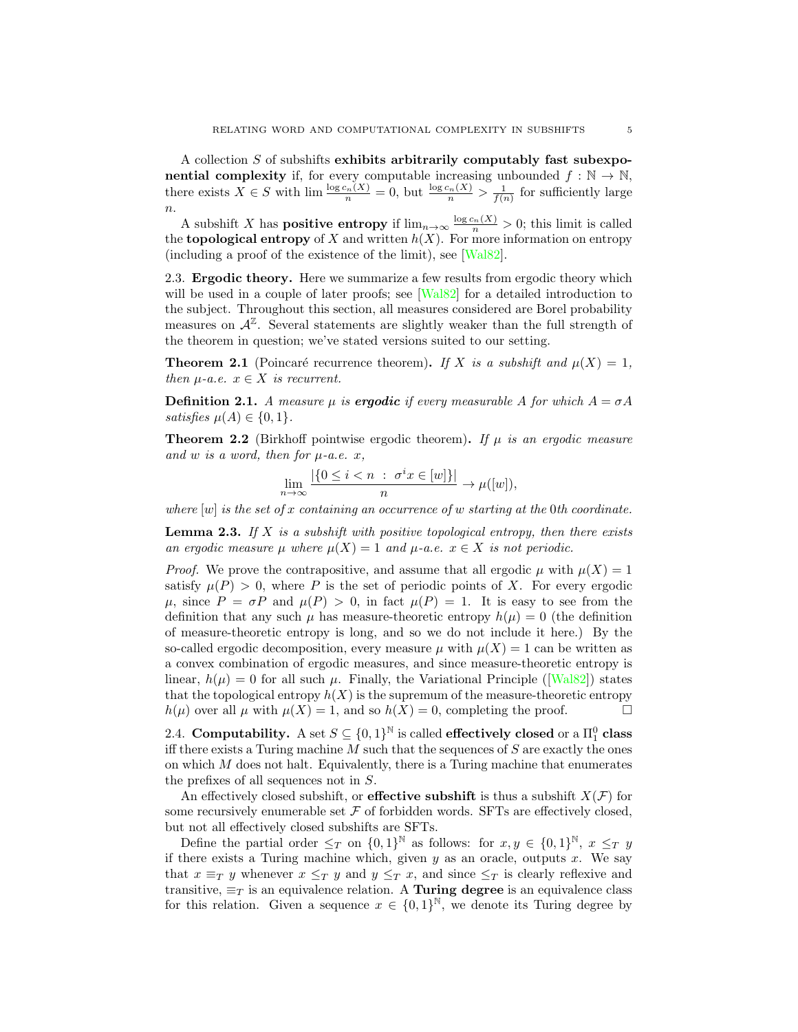A collection $S$ of subshifts **exhibits arbitrarily computably fast subexponential complexity** if, for every computable increasing unbounded $f : \mathbb{N} \to \mathbb{N}$, there exists $X \in S$ with $\lim \frac{\log c_n(X)}{n} = 0$, but $\frac{\log c_n(X)}{n} > \frac{1}{f(n)}$ for sufficiently large $n$.

A subshift $X$ has **positive entropy** if $\lim_{n\to\infty} \frac{\log c_n(X)}{n} > 0$; this limit is called the **topological entropy** of $X$ and written $h(X)$. For more information on entropy (including a proof of the existence of the limit), see [Wal82].

2.3. **Ergodic theory.** Here we summarize a few results from ergodic theory which will be used in a couple of later proofs; see [Wal82] for a detailed introduction to the subject. Throughout this section, all measures considered are Borel probability measures on $\mathcal{A}^{\mathbb{Z}}$. Several statements are slightly weaker than the full strength of the theorem in question; we've stated versions suited to our setting.

**Theorem 2.1** (Poincaré recurrence theorem)**.** *If $X$ is a subshift and $\mu(X) = 1$, then $\mu$-a.e. $x \in X$ is recurrent.*

**Definition 2.1.** *A measure $\mu$ is **ergodic** if every measurable $A$ for which $A = \sigma A$ satisfies $\mu(A) \in \{0, 1\}$.*

**Theorem 2.2** (Birkhoff pointwise ergodic theorem)**.** *If $\mu$ is an ergodic measure and $w$ is a word, then for $\mu$-a.e. $x$,*

$$\lim_{n\to\infty} \frac{|\{0 \leq i < n \ : \ \sigma^i x \in [w]\}|}{n} \to \mu([w]),$$

*where $[w]$ is the set of $x$ containing an occurrence of $w$ starting at the 0th coordinate.*

**Lemma 2.3.** *If $X$ is a subshift with positive topological entropy, then there exists an ergodic measure $\mu$ where $\mu(X) = 1$ and $\mu$-a.e. $x \in X$ is not periodic.*

*Proof.* We prove the contrapositive, and assume that all ergodic $\mu$ with $\mu(X) = 1$ satisfy $\mu(P) > 0$, where $P$ is the set of periodic points of $X$. For every ergodic $\mu$, since $P = \sigma P$ and $\mu(P) > 0$, in fact $\mu(P) = 1$. It is easy to see from the definition that any such $\mu$ has measure-theoretic entropy $h(\mu) = 0$ (the definition of measure-theoretic entropy is long, and so we do not include it here.) By the so-called ergodic decomposition, every measure $\mu$ with $\mu(X) = 1$ can be written as a convex combination of ergodic measures, and since measure-theoretic entropy is linear, $h(\mu) = 0$ for all such $\mu$. Finally, the Variational Principle ([Wal82]) states that the topological entropy $h(X)$ is the supremum of the measure-theoretic entropy $h(\mu)$ over all $\mu$ with $\mu(X) = 1$, and so $h(X) = 0$, completing the proof. □

2.4. **Computability.** A set $S \subseteq \{0, 1\}^{\mathbb{N}}$ is called **effectively closed** or a $\Pi^0_1$ **class** iff there exists a Turing machine $M$ such that the sequences of $S$ are exactly the ones on which $M$ does not halt. Equivalently, there is a Turing machine that enumerates the prefixes of all sequences not in $S$.

An effectively closed subshift, or **effective subshift** is thus a subshift $X(\mathcal{F})$ for some recursively enumerable set $\mathcal{F}$ of forbidden words. SFTs are effectively closed, but not all effectively closed subshifts are SFTs.

Define the partial order $\leq_T$ on $\{0, 1\}^{\mathbb{N}}$ as follows: for $x, y \in \{0, 1\}^{\mathbb{N}}$, $x \leq_T y$ if there exists a Turing machine which, given $y$ as an oracle, outputs $x$. We say that $x \equiv_T y$ whenever $x \leq_T y$ and $y \leq_T x$, and since $\leq_T$ is clearly reflexive and transitive, $\equiv_T$ is an equivalence relation. A **Turing degree** is an equivalence class for this relation. Given a sequence $x \in \{0, 1\}^{\mathbb{N}}$, we denote its Turing degree by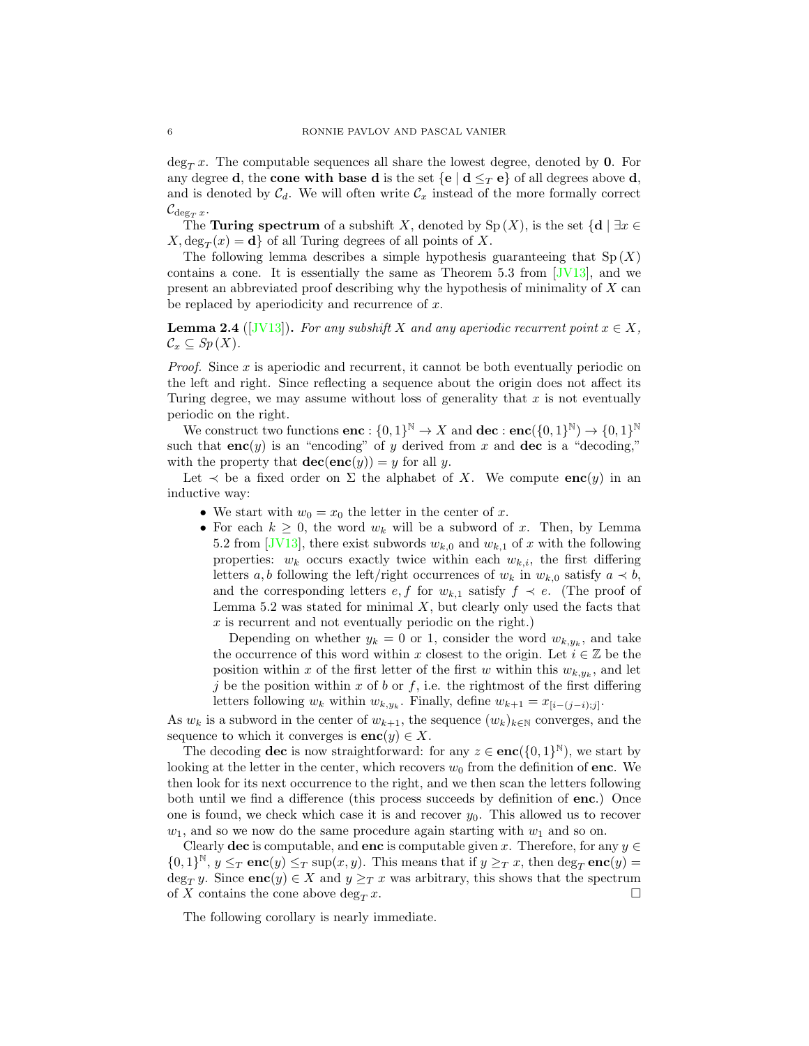$\deg_T x$. The computable sequences all share the lowest degree, denoted by $\mathbf{0}$. For any degree $\mathbf{d}$, the **cone with base d** is the set $\{\mathbf{e} \mid \mathbf{d} \leq_T \mathbf{e}\}$ of all degrees above $\mathbf{d}$, and is denoted by $\mathcal{C}_d$. We will often write $\mathcal{C}_x$ instead of the more formally correct $\mathcal{C}_{\deg_T x}$.

The **Turing spectrum** of a subshift $X$, denoted by $\mathrm{Sp}(X)$, is the set $\{\mathbf{d} \mid \exists x \in X, \deg_T(x) = \mathbf{d}\}$ of all Turing degrees of all points of $X$.

The following lemma describes a simple hypothesis guaranteeing that $\mathrm{Sp}(X)$ contains a cone. It is essentially the same as Theorem 5.3 from [JV13], and we present an abbreviated proof describing why the hypothesis of minimality of $X$ can be replaced by aperiodicity and recurrence of $x$.

**Lemma 2.4** ([JV13])**.** *For any subshift $X$ and any aperiodic recurrent point $x \in X$, $\mathcal{C}_x \subseteq Sp(X)$.*

*Proof.* Since $x$ is aperiodic and recurrent, it cannot be both eventually periodic on the left and right. Since reflecting a sequence about the origin does not affect its Turing degree, we may assume without loss of generality that $x$ is not eventually periodic on the right.

We construct two functions $\mathbf{enc} : \{0,1\}^{\mathbb{N}} \to X$ and $\mathbf{dec} : \mathbf{enc}(\{0,1\}^{\mathbb{N}}) \to \{0,1\}^{\mathbb{N}}$ such that $\mathbf{enc}(y)$ is an "encoding" of $y$ derived from $x$ and $\mathbf{dec}$ is a "decoding," with the property that $\mathbf{dec}(\mathbf{enc}(y)) = y$ for all $y$.

Let $\prec$ be a fixed order on $\Sigma$ the alphabet of $X$. We compute $\mathbf{enc}(y)$ in an inductive way:

- We start with $w_0 = x_0$ the letter in the center of $x$.
- For each $k \geq 0$, the word $w_k$ will be a subword of $x$. Then, by Lemma 5.2 from [JV13], there exist subwords $w_{k,0}$ and $w_{k,1}$ of $x$ with the following properties: $w_k$ occurs exactly twice within each $w_{k,i}$, the first differing letters $a, b$ following the left/right occurrences of $w_k$ in $w_{k,0}$ satisfy $a \prec b$, and the corresponding letters $e, f$ for $w_{k,1}$ satisfy $f \prec e$. (The proof of Lemma 5.2 was stated for minimal $X$, but clearly only used the facts that $x$ is recurrent and not eventually periodic on the right.)

  Depending on whether $y_k = 0$ or 1, consider the word $w_{k,y_k}$, and take the occurrence of this word within $x$ closest to the origin. Let $i \in \mathbb{Z}$ be the position within $x$ of the first letter of the first $w$ within this $w_{k,y_k}$, and let $j$ be the position within $x$ of $b$ or $f$, i.e. the rightmost of the first differing letters following $w_k$ within $w_{k,y_k}$. Finally, define $w_{k+1} = x_{[i-(j-i);j]}$.

As $w_k$ is a subword in the center of $w_{k+1}$, the sequence $(w_k)_{k \in \mathbb{N}}$ converges, and the sequence to which it converges is $\mathbf{enc}(y) \in X$.

The decoding $\mathbf{dec}$ is now straightforward: for any $z \in \mathbf{enc}(\{0,1\}^{\mathbb{N}})$, we start by looking at the letter in the center, which recovers $w_0$ from the definition of $\mathbf{enc}$. We then look for its next occurrence to the right, and we then scan the letters following both until we find a difference (this process succeeds by definition of $\mathbf{enc}$.) Once one is found, we check which case it is and recover $y_0$. This allowed us to recover $w_1$, and so we now do the same procedure again starting with $w_1$ and so on.

Clearly $\mathbf{dec}$ is computable, and $\mathbf{enc}$ is computable given $x$. Therefore, for any $y \in \{0,1\}^{\mathbb{N}}$, $y \leq_T \mathbf{enc}(y) \leq_T \sup(x, y)$. This means that if $y \geq_T x$, then $\deg_T \mathbf{enc}(y) = \deg_T y$. Since $\mathbf{enc}(y) \in X$ and $y \geq_T x$ was arbitrary, this shows that the spectrum of $X$ contains the cone above $\deg_T x$. $\square$

The following corollary is nearly immediate.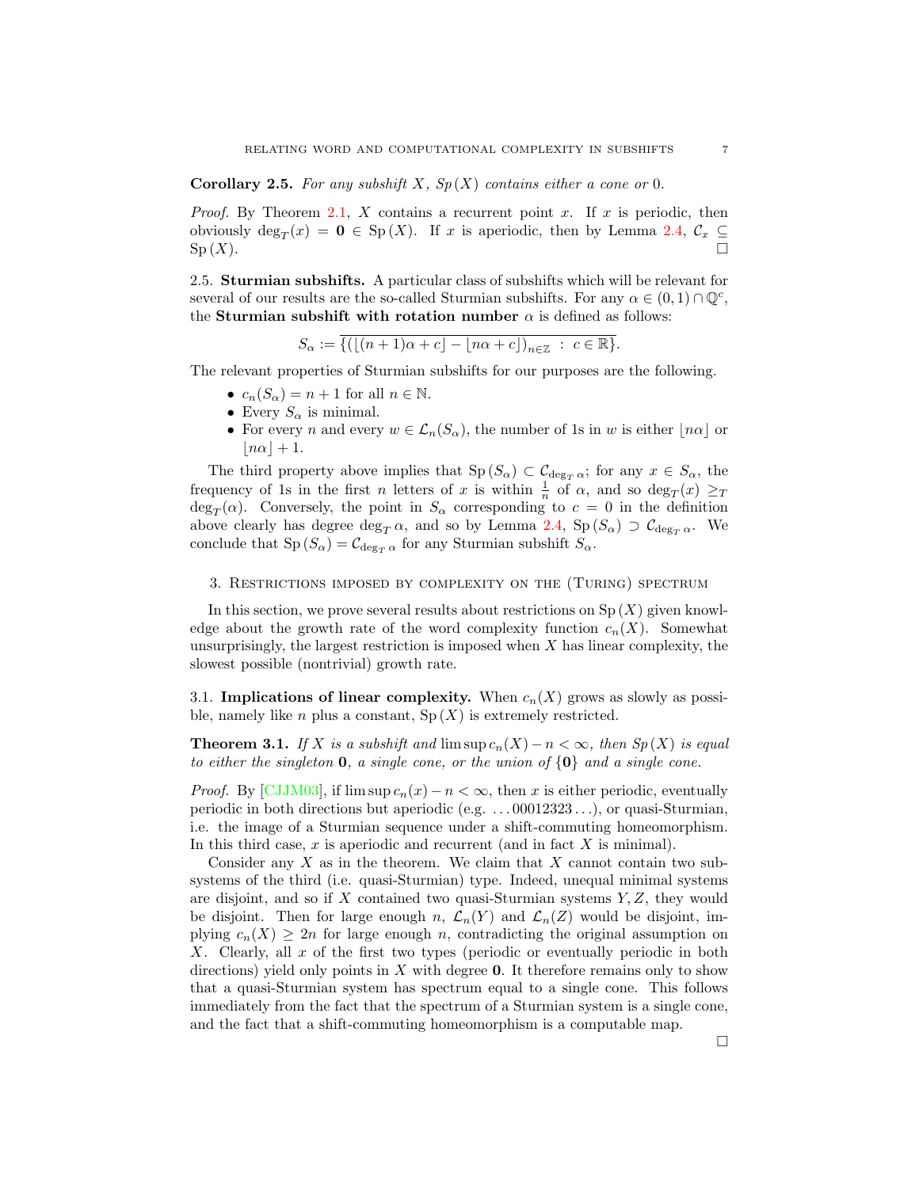**Corollary 2.5.** *For any subshift $X$, $Sp(X)$ contains either a cone or* $0$.

*Proof.* By Theorem 2.1, $X$ contains a recurrent point $x$. If $x$ is periodic, then obviously $\deg_T(x) = \mathbf{0} \in \mathrm{Sp}(X)$. If $x$ is aperiodic, then by Lemma 2.4, $\mathcal{C}_x \subseteq \mathrm{Sp}(X)$. □

2.5. **Sturmian subshifts.** A particular class of subshifts which will be relevant for several of our results are the so-called Sturmian subshifts. For any $\alpha \in (0,1) \cap \mathbb{Q}^c$, the **Sturmian subshift with rotation number** $\alpha$ is defined as follows:

$$S_\alpha := \overline{\{(\lfloor (n+1)\alpha + c \rfloor - \lfloor n\alpha + c \rfloor)_{n \in \mathbb{Z}} \ : \ c \in \mathbb{R}\}}.$$

The relevant properties of Sturmian subshifts for our purposes are the following.

- $c_n(S_\alpha) = n + 1$ for all $n \in \mathbb{N}$.
- Every $S_\alpha$ is minimal.
- For every $n$ and every $w \in \mathcal{L}_n(S_\alpha)$, the number of 1s in $w$ is either $\lfloor n\alpha \rfloor$ or $\lfloor n\alpha \rfloor + 1$.

The third property above implies that $\mathrm{Sp}(S_\alpha) \subset \mathcal{C}_{\deg_T \alpha}$; for any $x \in S_\alpha$, the frequency of 1s in the first $n$ letters of $x$ is within $\frac{1}{n}$ of $\alpha$, and so $\deg_T(x) \geq_T \deg_T(\alpha)$. Conversely, the point in $S_\alpha$ corresponding to $c = 0$ in the definition above clearly has degree $\deg_T \alpha$, and so by Lemma 2.4, $\mathrm{Sp}(S_\alpha) \supset \mathcal{C}_{\deg_T \alpha}$. We conclude that $\mathrm{Sp}(S_\alpha) = \mathcal{C}_{\deg_T \alpha}$ for any Sturmian subshift $S_\alpha$.

## 3. Restrictions imposed by complexity on the (Turing) spectrum

In this section, we prove several results about restrictions on $\mathrm{Sp}(X)$ given knowledge about the growth rate of the word complexity function $c_n(X)$. Somewhat unsurprisingly, the largest restriction is imposed when $X$ has linear complexity, the slowest possible (nontrivial) growth rate.

3.1. **Implications of linear complexity.** When $c_n(X)$ grows as slowly as possible, namely like $n$ plus a constant, $\mathrm{Sp}(X)$ is extremely restricted.

**Theorem 3.1.** *If $X$ is a subshift and $\limsup c_n(X) - n < \infty$, then $Sp(X)$ is equal to either the singleton $\mathbf{0}$, a single cone, or the union of $\{\mathbf{0}\}$ and a single cone.*

*Proof.* By [CJJM03], if $\limsup c_n(x) - n < \infty$, then $x$ is either periodic, eventually periodic in both directions but aperiodic (e.g. $\ldots 00012323 \ldots$), or quasi-Sturmian, i.e. the image of a Sturmian sequence under a shift-commuting homeomorphism. In this third case, $x$ is aperiodic and recurrent (and in fact $X$ is minimal).

Consider any $X$ as in the theorem. We claim that $X$ cannot contain two subsystems of the third (i.e. quasi-Sturmian) type. Indeed, unequal minimal systems are disjoint, and so if $X$ contained two quasi-Sturmian systems $Y, Z$, they would be disjoint. Then for large enough $n$, $\mathcal{L}_n(Y)$ and $\mathcal{L}_n(Z)$ would be disjoint, implying $c_n(X) \geq 2n$ for large enough $n$, contradicting the original assumption on $X$. Clearly, all $x$ of the first two types (periodic or eventually periodic in both directions) yield only points in $X$ with degree $\mathbf{0}$. It therefore remains only to show that a quasi-Sturmian system has spectrum equal to a single cone. This follows immediately from the fact that the spectrum of a Sturmian system is a single cone, and the fact that a shift-commuting homeomorphism is a computable map.

□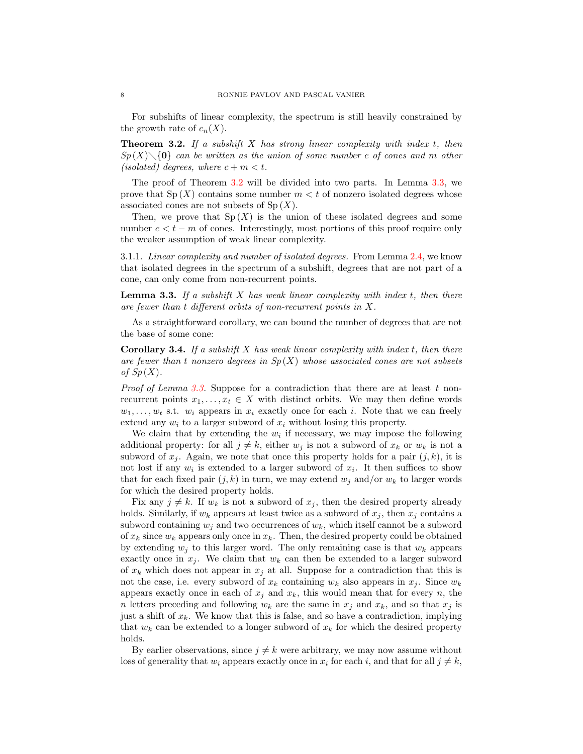For subshifts of linear complexity, the spectrum is still heavily constrained by the growth rate of $c_n(X)$.

**Theorem 3.2.** *If a subshift $X$ has strong linear complexity with index $t$, then $Sp(X) \setminus \{\mathbf{0}\}$ can be written as the union of some number $c$ of cones and $m$ other (isolated) degrees, where $c + m < t$.*

The proof of Theorem 3.2 will be divided into two parts. In Lemma 3.3, we prove that $\mathrm{Sp}(X)$ contains some number $m < t$ of nonzero isolated degrees whose associated cones are not subsets of $\mathrm{Sp}(X)$.

Then, we prove that $\mathrm{Sp}(X)$ is the union of these isolated degrees and some number $c < t - m$ of cones. Interestingly, most portions of this proof require only the weaker assumption of weak linear complexity.

3.1.1. *Linear complexity and number of isolated degrees.* From Lemma 2.4, we know that isolated degrees in the spectrum of a subshift, degrees that are not part of a cone, can only come from non-recurrent points.

**Lemma 3.3.** *If a subshift $X$ has weak linear complexity with index $t$, then there are fewer than $t$ different orbits of non-recurrent points in $X$.*

As a straightforward corollary, we can bound the number of degrees that are not the base of some cone:

**Corollary 3.4.** *If a subshift $X$ has weak linear complexity with index $t$, then there are fewer than $t$ nonzero degrees in $Sp(X)$ whose associated cones are not subsets of $Sp(X)$.*

*Proof of Lemma 3.3.* Suppose for a contradiction that there are at least $t$ non-recurrent points $x_1, \ldots, x_t \in X$ with distinct orbits. We may then define words $w_1, \ldots, w_t$ s.t. $w_i$ appears in $x_i$ exactly once for each $i$. Note that we can freely extend any $w_i$ to a larger subword of $x_i$ without losing this property.

We claim that by extending the $w_i$ if necessary, we may impose the following additional property: for all $j \neq k$, either $w_j$ is not a subword of $x_k$ or $w_k$ is not a subword of $x_j$. Again, we note that once this property holds for a pair $(j, k)$, it is not lost if any $w_i$ is extended to a larger subword of $x_i$. It then suffices to show that for each fixed pair $(j, k)$ in turn, we may extend $w_j$ and/or $w_k$ to larger words for which the desired property holds.

Fix any $j \neq k$. If $w_k$ is not a subword of $x_j$, then the desired property already holds. Similarly, if $w_k$ appears at least twice as a subword of $x_j$, then $x_j$ contains a subword containing $w_j$ and two occurrences of $w_k$, which itself cannot be a subword of $x_k$ since $w_k$ appears only once in $x_k$. Then, the desired property could be obtained by extending $w_j$ to this larger word. The only remaining case is that $w_k$ appears exactly once in $x_j$. We claim that $w_k$ can then be extended to a larger subword of $x_k$ which does not appear in $x_j$ at all. Suppose for a contradiction that this is not the case, i.e. every subword of $x_k$ containing $w_k$ also appears in $x_j$. Since $w_k$ appears exactly once in each of $x_j$ and $x_k$, this would mean that for every $n$, the $n$ letters preceding and following $w_k$ are the same in $x_j$ and $x_k$, and so that $x_j$ is just a shift of $x_k$. We know that this is false, and so have a contradiction, implying that $w_k$ can be extended to a longer subword of $x_k$ for which the desired property holds.

By earlier observations, since $j \neq k$ were arbitrary, we may now assume without loss of generality that $w_i$ appears exactly once in $x_i$ for each $i$, and that for all $j \neq k$,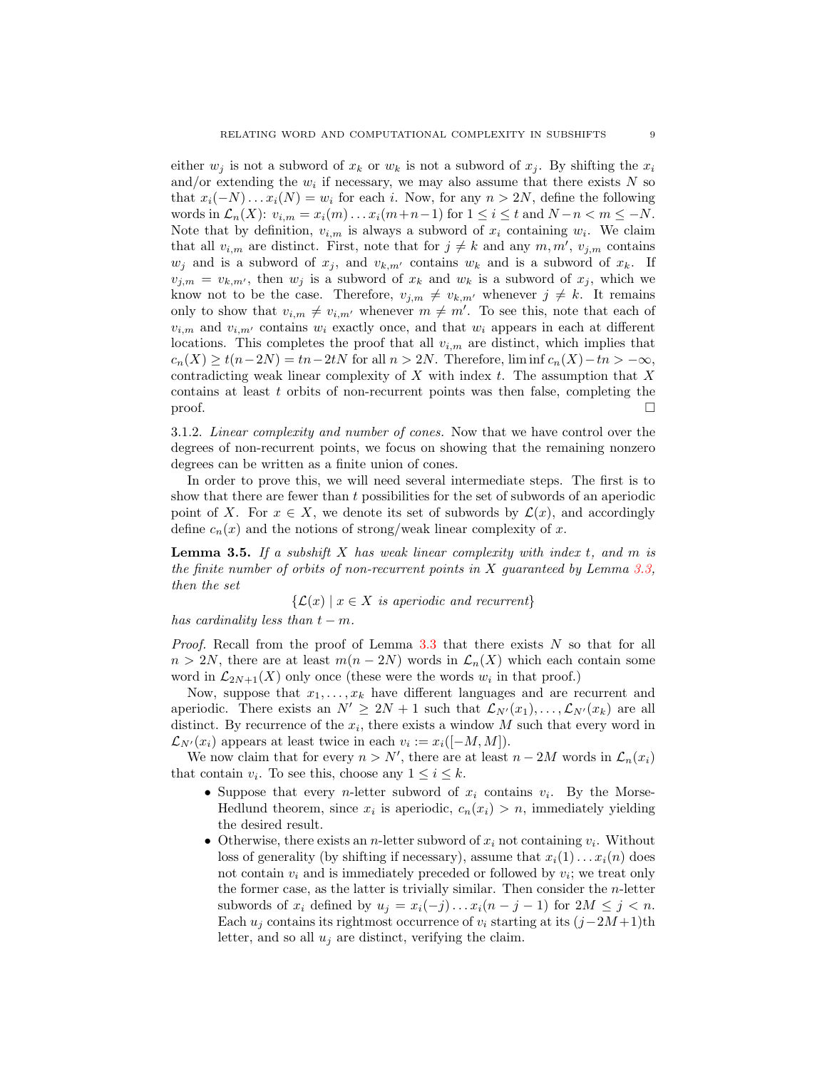either $w_j$ is not a subword of $x_k$ or $w_k$ is not a subword of $x_j$. By shifting the $x_i$ and/or extending the $w_i$ if necessary, we may also assume that there exists $N$ so that $x_i(-N) \dots x_i(N) = w_i$ for each $i$. Now, for any $n > 2N$, define the following words in $\mathcal{L}_n(X)$: $v_{i,m} = x_i(m) \dots x_i(m+n-1)$ for $1 \leq i \leq t$ and $N - n < m \leq -N$. Note that by definition, $v_{i,m}$ is always a subword of $x_i$ containing $w_i$. We claim that all $v_{i,m}$ are distinct. First, note that for $j \neq k$ and any $m, m'$, $v_{j,m}$ contains $w_j$ and is a subword of $x_j$, and $v_{k,m'}$ contains $w_k$ and is a subword of $x_k$. If $v_{j,m} = v_{k,m'}$, then $w_j$ is a subword of $x_k$ and $w_k$ is a subword of $x_j$, which we know not to be the case. Therefore, $v_{j,m} \neq v_{k,m'}$ whenever $j \neq k$. It remains only to show that $v_{i,m} \neq v_{i,m'}$ whenever $m \neq m'$. To see this, note that each of $v_{i,m}$ and $v_{i,m'}$ contains $w_i$ exactly once, and that $w_i$ appears in each at different locations. This completes the proof that all $v_{i,m}$ are distinct, which implies that $c_n(X) \geq t(n-2N) = tn - 2tN$ for all $n > 2N$. Therefore, $\liminf c_n(X) - tn > -\infty$, contradicting weak linear complexity of $X$ with index $t$. The assumption that $X$ contains at least $t$ orbits of non-recurrent points was then false, completing the proof. □

3.1.2. *Linear complexity and number of cones.* Now that we have control over the degrees of non-recurrent points, we focus on showing that the remaining nonzero degrees can be written as a finite union of cones.

In order to prove this, we will need several intermediate steps. The first is to show that there are fewer than $t$ possibilities for the set of subwords of an aperiodic point of $X$. For $x \in X$, we denote its set of subwords by $\mathcal{L}(x)$, and accordingly define $c_n(x)$ and the notions of strong/weak linear complexity of $x$.

**Lemma 3.5.** *If a subshift $X$ has weak linear complexity with index $t$, and $m$ is the finite number of orbits of non-recurrent points in $X$ guaranteed by Lemma 3.3, then the set*

$$\{\mathcal{L}(x) \mid x \in X \text{ is aperiodic and recurrent}\}$$

*has cardinality less than $t - m$.*

*Proof.* Recall from the proof of Lemma 3.3 that there exists $N$ so that for all $n > 2N$, there are at least $m(n-2N)$ words in $\mathcal{L}_n(X)$ which each contain some word in $\mathcal{L}_{2N+1}(X)$ only once (these were the words $w_i$ in that proof.)

Now, suppose that $x_1, \dots, x_k$ have different languages and are recurrent and aperiodic. There exists an $N' \geq 2N+1$ such that $\mathcal{L}_{N'}(x_1), \dots, \mathcal{L}_{N'}(x_k)$ are all distinct. By recurrence of the $x_i$, there exists a window $M$ such that every word in $\mathcal{L}_{N'}(x_i)$ appears at least twice in each $v_i := x_i([-M, M])$.

We now claim that for every $n > N'$, there are at least $n - 2M$ words in $\mathcal{L}_n(x_i)$ that contain $v_i$. To see this, choose any $1 \leq i \leq k$.

- Suppose that every $n$-letter subword of $x_i$ contains $v_i$. By the Morse-Hedlund theorem, since $x_i$ is aperiodic, $c_n(x_i) > n$, immediately yielding the desired result.
- Otherwise, there exists an $n$-letter subword of $x_i$ not containing $v_i$. Without loss of generality (by shifting if necessary), assume that $x_i(1) \dots x_i(n)$ does not contain $v_i$ and is immediately preceded or followed by $v_i$; we treat only the former case, as the latter is trivially similar. Then consider the $n$-letter subwords of $x_i$ defined by $u_j = x_i(-j) \dots x_i(n-j-1)$ for $2M \leq j < n$. Each $u_j$ contains its rightmost occurrence of $v_i$ starting at its $(j-2M+1)$th letter, and so all $u_j$ are distinct, verifying the claim.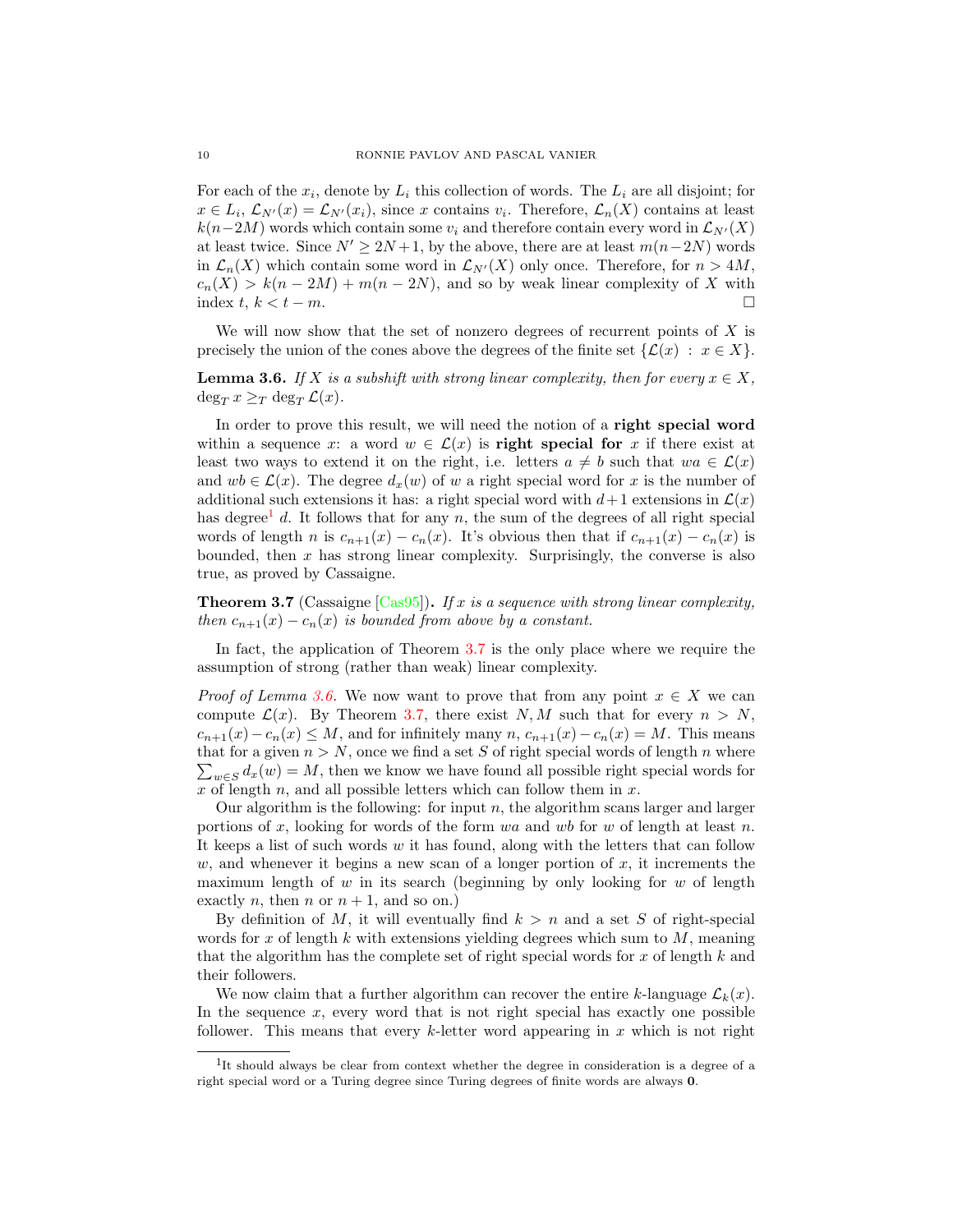For each of the $x_i$, denote by $L_i$ this collection of words. The $L_i$ are all disjoint; for $x \in L_i$, $\mathcal{L}_{N'}(x) = \mathcal{L}_{N'}(x_i)$, since $x$ contains $v_i$. Therefore, $\mathcal{L}_n(X)$ contains at least $k(n-2M)$ words which contain some $v_i$ and therefore contain every word in $\mathcal{L}_{N'}(X)$ at least twice. Since $N' \geq 2N+1$, by the above, there are at least $m(n-2N)$ words in $\mathcal{L}_n(X)$ which contain some word in $\mathcal{L}_{N'}(X)$ only once. Therefore, for $n > 4M$, $c_n(X) > k(n-2M) + m(n-2N)$, and so by weak linear complexity of $X$ with index $t$, $k < t - m$. □

We will now show that the set of nonzero degrees of recurrent points of $X$ is precisely the union of the cones above the degrees of the finite set $\{\mathcal{L}(x) : x \in X\}$.

**Lemma 3.6.** *If $X$ is a subshift with strong linear complexity, then for every $x \in X$, $\deg_T x \geq_T \deg_T \mathcal{L}(x)$.*

In order to prove this result, we will need the notion of a **right special word** within a sequence $x$: a word $w \in \mathcal{L}(x)$ is **right special for** $x$ if there exist at least two ways to extend it on the right, i.e. letters $a \neq b$ such that $wa \in \mathcal{L}(x)$ and $wb \in \mathcal{L}(x)$. The degree $d_x(w)$ of $w$ a right special word for $x$ is the number of additional such extensions it has: a right special word with $d+1$ extensions in $\mathcal{L}(x)$ has degree[1] $d$. It follows that for any $n$, the sum of the degrees of all right special words of length $n$ is $c_{n+1}(x) - c_n(x)$. It's obvious then that if $c_{n+1}(x) - c_n(x)$ is bounded, then $x$ has strong linear complexity. Surprisingly, the converse is also true, as proved by Cassaigne.

**Theorem 3.7** (Cassaigne [Cas95]). *If $x$ is a sequence with strong linear complexity, then $c_{n+1}(x) - c_n(x)$ is bounded from above by a constant.*

In fact, the application of Theorem 3.7 is the only place where we require the assumption of strong (rather than weak) linear complexity.

*Proof of Lemma 3.6.* We now want to prove that from any point $x \in X$ we can compute $\mathcal{L}(x)$. By Theorem 3.7, there exist $N, M$ such that for every $n > N$, $c_{n+1}(x) - c_n(x) \leq M$, and for infinitely many $n$, $c_{n+1}(x) - c_n(x) = M$. This means that for a given $n > N$, once we find a set $S$ of right special words of length $n$ where $\sum_{w \in S} d_x(w) = M$, then we know we have found all possible right special words for $x$ of length $n$, and all possible letters which can follow them in $x$.

Our algorithm is the following: for input $n$, the algorithm scans larger and larger portions of $x$, looking for words of the form $wa$ and $wb$ for $w$ of length at least $n$. It keeps a list of such words $w$ it has found, along with the letters that can follow $w$, and whenever it begins a new scan of a longer portion of $x$, it increments the maximum length of $w$ in its search (beginning by only looking for $w$ of length exactly $n$, then $n$ or $n+1$, and so on.)

By definition of $M$, it will eventually find $k > n$ and a set $S$ of right-special words for $x$ of length $k$ with extensions yielding degrees which sum to $M$, meaning that the algorithm has the complete set of right special words for $x$ of length $k$ and their followers.

We now claim that a further algorithm can recover the entire $k$-language $\mathcal{L}_k(x)$. In the sequence $x$, every word that is not right special has exactly one possible follower. This means that every $k$-letter word appearing in $x$ which is not right

[1] It should always be clear from context whether the degree in consideration is a degree of a right special word or a Turing degree since Turing degrees of finite words are always $\mathbf{0}$.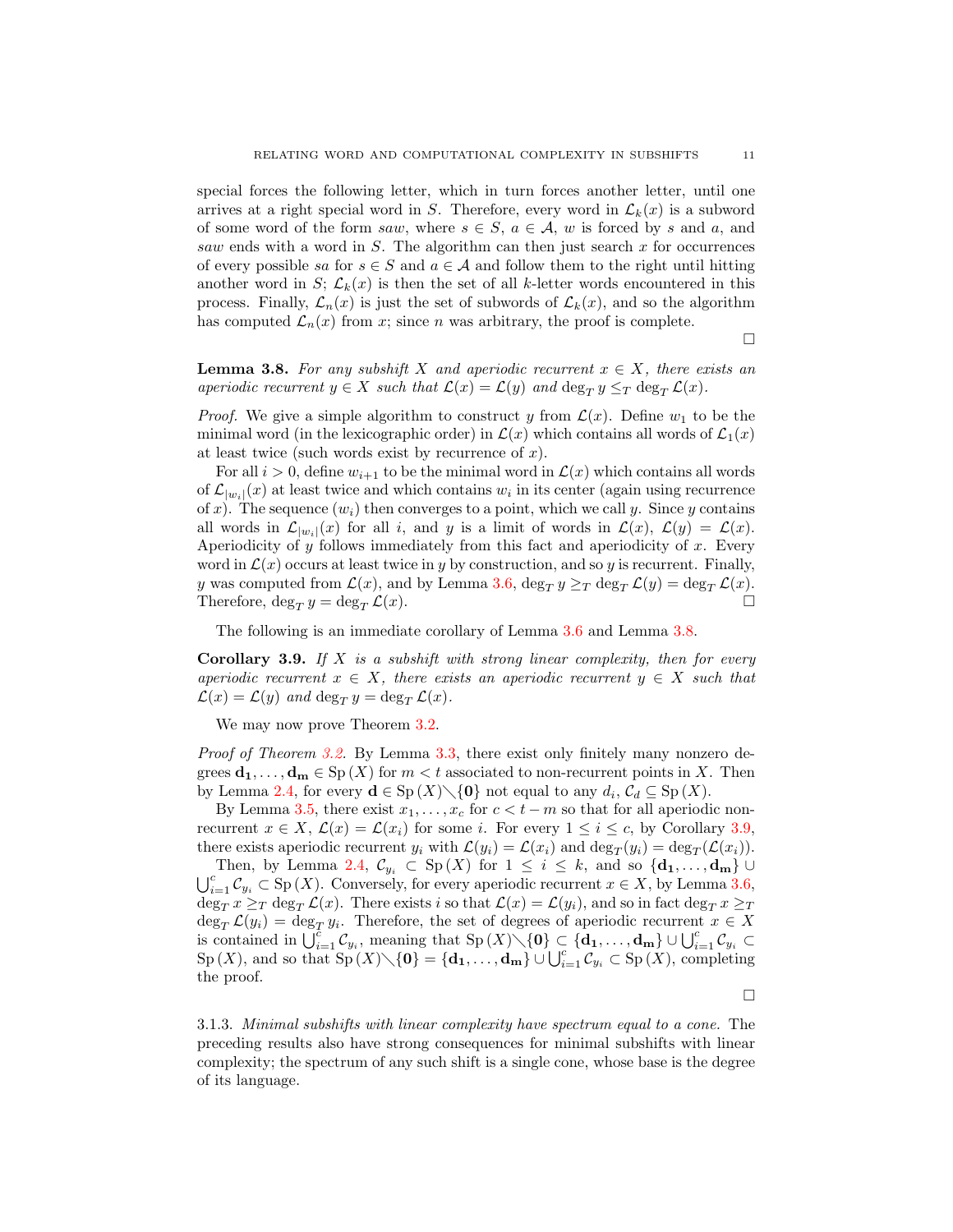special forces the following letter, which in turn forces another letter, until one arrives at a right special word in $S$. Therefore, every word in $\mathcal{L}_k(x)$ is a subword of some word of the form $saw$, where $s \in S$, $a \in \mathcal{A}$, $w$ is forced by $s$ and $a$, and $saw$ ends with a word in $S$. The algorithm can then just search $x$ for occurrences of every possible $sa$ for $s \in S$ and $a \in \mathcal{A}$ and follow them to the right until hitting another word in $S$; $\mathcal{L}_k(x)$ is then the set of all $k$-letter words encountered in this process. Finally, $\mathcal{L}_n(x)$ is just the set of subwords of $\mathcal{L}_k(x)$, and so the algorithm has computed $\mathcal{L}_n(x)$ from $x$; since $n$ was arbitrary, the proof is complete.

□

**Lemma 3.8.** *For any subshift $X$ and aperiodic recurrent $x \in X$, there exists an aperiodic recurrent $y \in X$ such that $\mathcal{L}(x) = \mathcal{L}(y)$ and $\deg_T y \leq_T \deg_T \mathcal{L}(x)$.*

*Proof.* We give a simple algorithm to construct $y$ from $\mathcal{L}(x)$. Define $w_1$ to be the minimal word (in the lexicographic order) in $\mathcal{L}(x)$ which contains all words of $\mathcal{L}_1(x)$ at least twice (such words exist by recurrence of $x$).

For all $i > 0$, define $w_{i+1}$ to be the minimal word in $\mathcal{L}(x)$ which contains all words of $\mathcal{L}_{|w_i|}(x)$ at least twice and which contains $w_i$ in its center (again using recurrence of $x$). The sequence $(w_i)$ then converges to a point, which we call $y$. Since $y$ contains all words in $\mathcal{L}_{|w_i|}(x)$ for all $i$, and $y$ is a limit of words in $\mathcal{L}(x)$, $\mathcal{L}(y) = \mathcal{L}(x)$. Aperiodicity of $y$ follows immediately from this fact and aperiodicity of $x$. Every word in $\mathcal{L}(x)$ occurs at least twice in $y$ by construction, and so $y$ is recurrent. Finally, $y$ was computed from $\mathcal{L}(x)$, and by Lemma 3.6, $\deg_T y \geq_T \deg_T \mathcal{L}(y) = \deg_T \mathcal{L}(x)$. Therefore, $\deg_T y = \deg_T \mathcal{L}(x)$. □

The following is an immediate corollary of Lemma 3.6 and Lemma 3.8.

**Corollary 3.9.** *If $X$ is a subshift with strong linear complexity, then for every aperiodic recurrent $x \in X$, there exists an aperiodic recurrent $y \in X$ such that $\mathcal{L}(x) = \mathcal{L}(y)$ and $\deg_T y = \deg_T \mathcal{L}(x)$.*

We may now prove Theorem 3.2.

*Proof of Theorem 3.2.* By Lemma 3.3, there exist only finitely many nonzero degrees $\mathbf{d_1}, \ldots, \mathbf{d_m} \in \mathrm{Sp}\,(X)$ for $m < t$ associated to non-recurrent points in $X$. Then by Lemma 2.4, for every $\mathbf{d} \in \mathrm{Sp}\,(X) \diagdown \{\mathbf{0}\}$ not equal to any $d_i$, $\mathcal{C}_d \subseteq \mathrm{Sp}\,(X)$.

By Lemma 3.5, there exist $x_1, \ldots, x_c$ for $c < t - m$ so that for all aperiodic non-recurrent $x \in X$, $\mathcal{L}(x) = \mathcal{L}(x_i)$ for some $i$. For every $1 \leq i \leq c$, by Corollary 3.9, there exists aperiodic recurrent $y_i$ with $\mathcal{L}(y_i) = \mathcal{L}(x_i)$ and $\deg_T(y_i) = \deg_T(\mathcal{L}(x_i))$.

Then, by Lemma 2.4, $\mathcal{C}_{y_i} \subset \mathrm{Sp}\,(X)$ for $1 \leq i \leq k$, and so $\{\mathbf{d_1}, \ldots, \mathbf{d_m}\} \cup \bigcup_{i=1}^{c} \mathcal{C}_{y_i} \subset \mathrm{Sp}\,(X)$. Conversely, for every aperiodic recurrent $x \in X$, by Lemma 3.6, $\deg_T x \geq_T \deg_T \mathcal{L}(x)$. There exists $i$ so that $\mathcal{L}(x) = \mathcal{L}(y_i)$, and so in fact $\deg_T x \geq_T \deg_T \mathcal{L}(y_i) = \deg_T y_i$. Therefore, the set of degrees of aperiodic recurrent $x \in X$ is contained in $\bigcup_{i=1}^{c} \mathcal{C}_{y_i}$, meaning that $\mathrm{Sp}\,(X) \diagdown \{\mathbf{0}\} \subset \{\mathbf{d_1}, \ldots, \mathbf{d_m}\} \cup \bigcup_{i=1}^{c} \mathcal{C}_{y_i} \subset \mathrm{Sp}\,(X)$, and so that $\mathrm{Sp}\,(X) \diagdown \{\mathbf{0}\} = \{\mathbf{d_1}, \ldots, \mathbf{d_m}\} \cup \bigcup_{i=1}^{c} \mathcal{C}_{y_i} \subset \mathrm{Sp}\,(X)$, completing the proof.

□

3.1.3. *Minimal subshifts with linear complexity have spectrum equal to a cone.* The preceding results also have strong consequences for minimal subshifts with linear complexity; the spectrum of any such shift is a single cone, whose base is the degree of its language.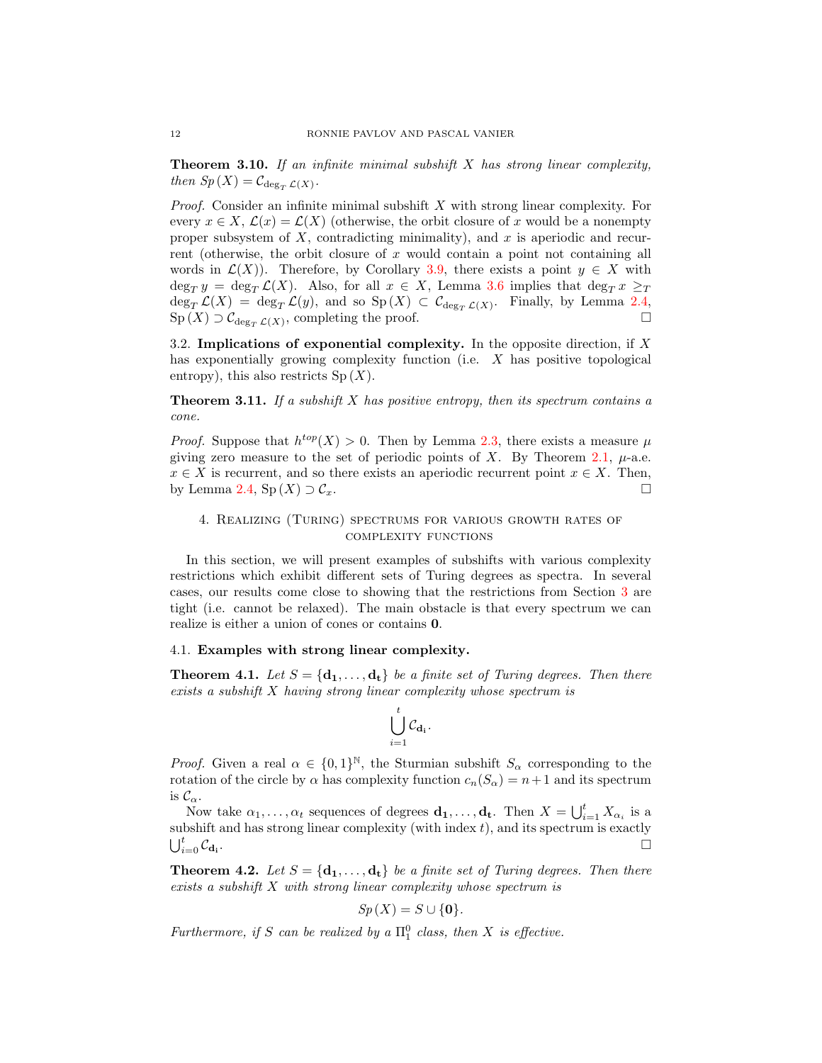**Theorem 3.10.** *If an infinite minimal subshift $X$ has strong linear complexity, then $Sp(X) = \mathcal{C}_{\deg_T \mathcal{L}(X)}$.*

*Proof.* Consider an infinite minimal subshift $X$ with strong linear complexity. For every $x \in X$, $\mathcal{L}(x) = \mathcal{L}(X)$ (otherwise, the orbit closure of $x$ would be a nonempty proper subsystem of $X$, contradicting minimality), and $x$ is aperiodic and recurrent (otherwise, the orbit closure of $x$ would contain a point not containing all words in $\mathcal{L}(X)$). Therefore, by Corollary 3.9, there exists a point $y \in X$ with $\deg_T y = \deg_T \mathcal{L}(X)$. Also, for all $x \in X$, Lemma 3.6 implies that $\deg_T x \geq_T \deg_T \mathcal{L}(X) = \deg_T \mathcal{L}(y)$, and so $\mathrm{Sp}(X) \subset \mathcal{C}_{\deg_T \mathcal{L}(X)}$. Finally, by Lemma 2.4, $\mathrm{Sp}(X) \supset \mathcal{C}_{\deg_T \mathcal{L}(X)}$, completing the proof. □

3.2. **Implications of exponential complexity.** In the opposite direction, if $X$ has exponentially growing complexity function (i.e. $X$ has positive topological entropy), this also restricts $\mathrm{Sp}(X)$.

**Theorem 3.11.** *If a subshift $X$ has positive entropy, then its spectrum contains a cone.*

*Proof.* Suppose that $h^{top}(X) > 0$. Then by Lemma 2.3, there exists a measure $\mu$ giving zero measure to the set of periodic points of $X$. By Theorem 2.1, $\mu$-a.e. $x \in X$ is recurrent, and so there exists an aperiodic recurrent point $x \in X$. Then, by Lemma 2.4, $\mathrm{Sp}(X) \supset \mathcal{C}_x$. □

## 4. Realizing (Turing) spectrums for various growth rates of complexity functions

In this section, we will present examples of subshifts with various complexity restrictions which exhibit different sets of Turing degrees as spectra. In several cases, our results come close to showing that the restrictions from Section 3 are tight (i.e. cannot be relaxed). The main obstacle is that every spectrum we can realize is either a union of cones or contains $\mathbf{0}$.

### 4.1. Examples with strong linear complexity.

**Theorem 4.1.** *Let $S = \{\mathbf{d_1}, \ldots, \mathbf{d_t}\}$ be a finite set of Turing degrees. Then there exists a subshift $X$ having strong linear complexity whose spectrum is*

$$\bigcup_{i=1}^{t} \mathcal{C}_{\mathbf{d_i}}.$$

*Proof.* Given a real $\alpha \in \{0,1\}^{\mathbb{N}}$, the Sturmian subshift $S_\alpha$ corresponding to the rotation of the circle by $\alpha$ has complexity function $c_n(S_\alpha) = n+1$ and its spectrum is $\mathcal{C}_\alpha$.

Now take $\alpha_1, \ldots, \alpha_t$ sequences of degrees $\mathbf{d_1}, \ldots, \mathbf{d_t}$. Then $X = \bigcup_{i=1}^{t} X_{\alpha_i}$ is a subshift and has strong linear complexity (with index $t$), and its spectrum is exactly $\bigcup_{i=0}^{t} \mathcal{C}_{\mathbf{d_i}}$. □

**Theorem 4.2.** *Let $S = \{\mathbf{d_1}, \ldots, \mathbf{d_t}\}$ be a finite set of Turing degrees. Then there exists a subshift $X$ with strong linear complexity whose spectrum is*

$$Sp(X) = S \cup \{\mathbf{0}\}.$$

*Furthermore, if $S$ can be realized by a $\Pi_1^0$ class, then $X$ is effective.*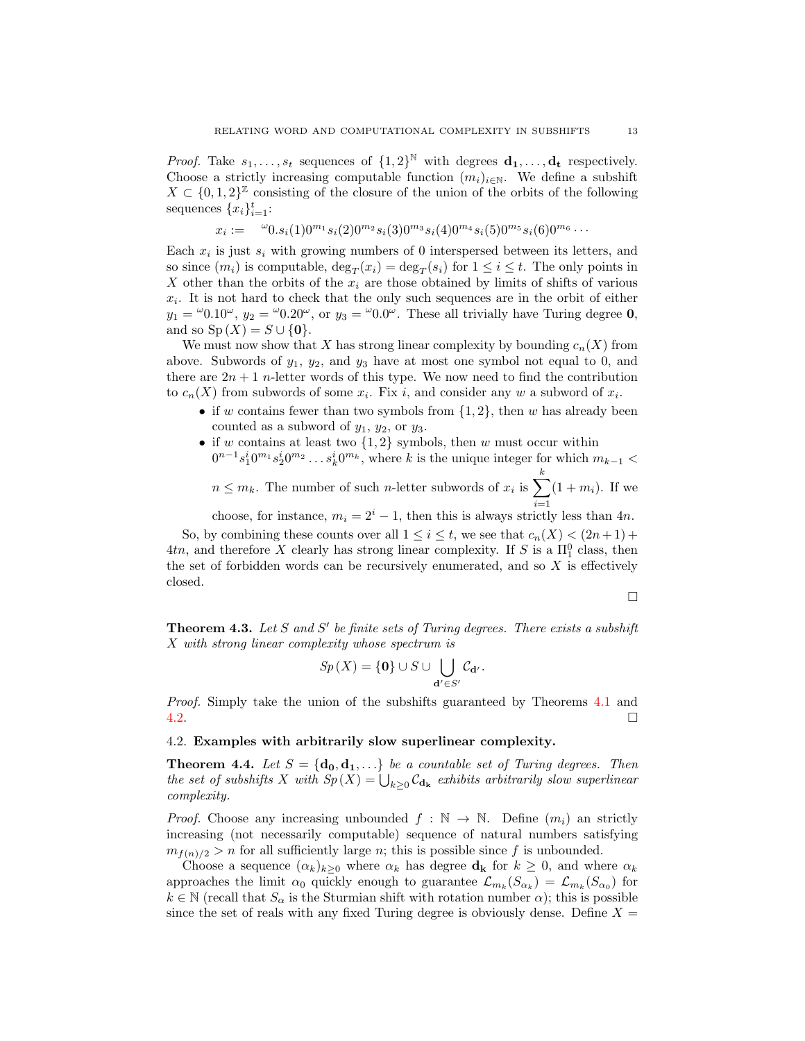*Proof.* Take $s_1, \ldots, s_t$ sequences of $\{1,2\}^{\mathbb{N}}$ with degrees $\mathbf{d_1}, \ldots, \mathbf{d_t}$ respectively. Choose a strictly increasing computable function $(m_i)_{i \in \mathbb{N}}$. We define a subshift $X \subset \{0,1,2\}^{\mathbb{Z}}$ consisting of the closure of the union of the orbits of the following sequences $\{x_i\}_{i=1}^t$:

$$x_i := \quad {}^{\omega}0.s_i(1)0^{m_1}s_i(2)0^{m_2}s_i(3)0^{m_3}s_i(4)0^{m_4}s_i(5)0^{m_5}s_i(6)0^{m_6}\cdots$$

Each $x_i$ is just $s_i$ with growing numbers of 0 interspersed between its letters, and so since $(m_i)$ is computable, $\deg_T(x_i) = \deg_T(s_i)$ for $1 \le i \le t$. The only points in $X$ other than the orbits of the $x_i$ are those obtained by limits of shifts of various $x_i$. It is not hard to check that the only such sequences are in the orbit of either $y_1 = {}^{\omega}0.10^{\omega}$, $y_2 = {}^{\omega}0.20^{\omega}$, or $y_3 = {}^{\omega}0.0^{\omega}$. These all trivially have Turing degree $\mathbf{0}$, and so $\mathrm{Sp}(X) = S \cup \{\mathbf{0}\}$.

We must now show that $X$ has strong linear complexity by bounding $c_n(X)$ from above. Subwords of $y_1$, $y_2$, and $y_3$ have at most one symbol not equal to 0, and there are $2n+1$ $n$-letter words of this type. We now need to find the contribution to $c_n(X)$ from subwords of some $x_i$. Fix $i$, and consider any $w$ a subword of $x_i$.

- if $w$ contains fewer than two symbols from $\{1,2\}$, then $w$ has already been counted as a subword of $y_1$, $y_2$, or $y_3$.
- if $w$ contains at least two $\{1,2\}$ symbols, then $w$ must occur within $0^{n-1}s_1^i0^{m_1}s_2^i0^{m_2}\ldots s_k^i0^{m_k}$, where $k$ is the unique integer for which $m_{k-1} < n \le m_k$. The number of such $n$-letter subwords of $x_i$ is $\displaystyle\sum_{i=1}^{k}(1+m_i)$. If we choose, for instance, $m_i = 2^i - 1$, then this is always strictly less than $4n$.

So, by combining these counts over all $1 \le i \le t$, we see that $c_n(X) < (2n+1) + 4tn$, and therefore $X$ clearly has strong linear complexity. If $S$ is a $\Pi_1^0$ class, then the set of forbidden words can be recursively enumerated, and so $X$ is effectively closed.

□

**Theorem 4.3.** *Let $S$ and $S'$ be finite sets of Turing degrees. There exists a subshift $X$ with strong linear complexity whose spectrum is*

$$Sp(X) = \{\mathbf{0}\} \cup S \cup \bigcup_{\mathbf{d'} \in S'} \mathcal{C}_{\mathbf{d'}}.$$

*Proof.* Simply take the union of the subshifts guaranteed by Theorems 4.1 and 4.2. □

### 4.2. Examples with arbitrarily slow superlinear complexity.

**Theorem 4.4.** *Let $S = \{\mathbf{d_0}, \mathbf{d_1}, \ldots\}$ be a countable set of Turing degrees. Then the set of subshifts $X$ with $Sp(X) = \bigcup_{k \ge 0} \mathcal{C}_{\mathbf{d_k}}$ exhibits arbitrarily slow superlinear complexity.*

*Proof.* Choose any increasing unbounded $f : \mathbb{N} \to \mathbb{N}$. Define $(m_i)$ an strictly increasing (not necessarily computable) sequence of natural numbers satisfying $m_{f(n)/2} > n$ for all sufficiently large $n$; this is possible since $f$ is unbounded.

Choose a sequence $(\alpha_k)_{k \ge 0}$ where $\alpha_k$ has degree $\mathbf{d_k}$ for $k \ge 0$, and where $\alpha_k$ approaches the limit $\alpha_0$ quickly enough to guarantee $\mathcal{L}_{m_k}(S_{\alpha_k}) = \mathcal{L}_{m_k}(S_{\alpha_0})$ for $k \in \mathbb{N}$ (recall that $S_\alpha$ is the Sturmian shift with rotation number $\alpha$); this is possible since the set of reals with any fixed Turing degree is obviously dense. Define $X =$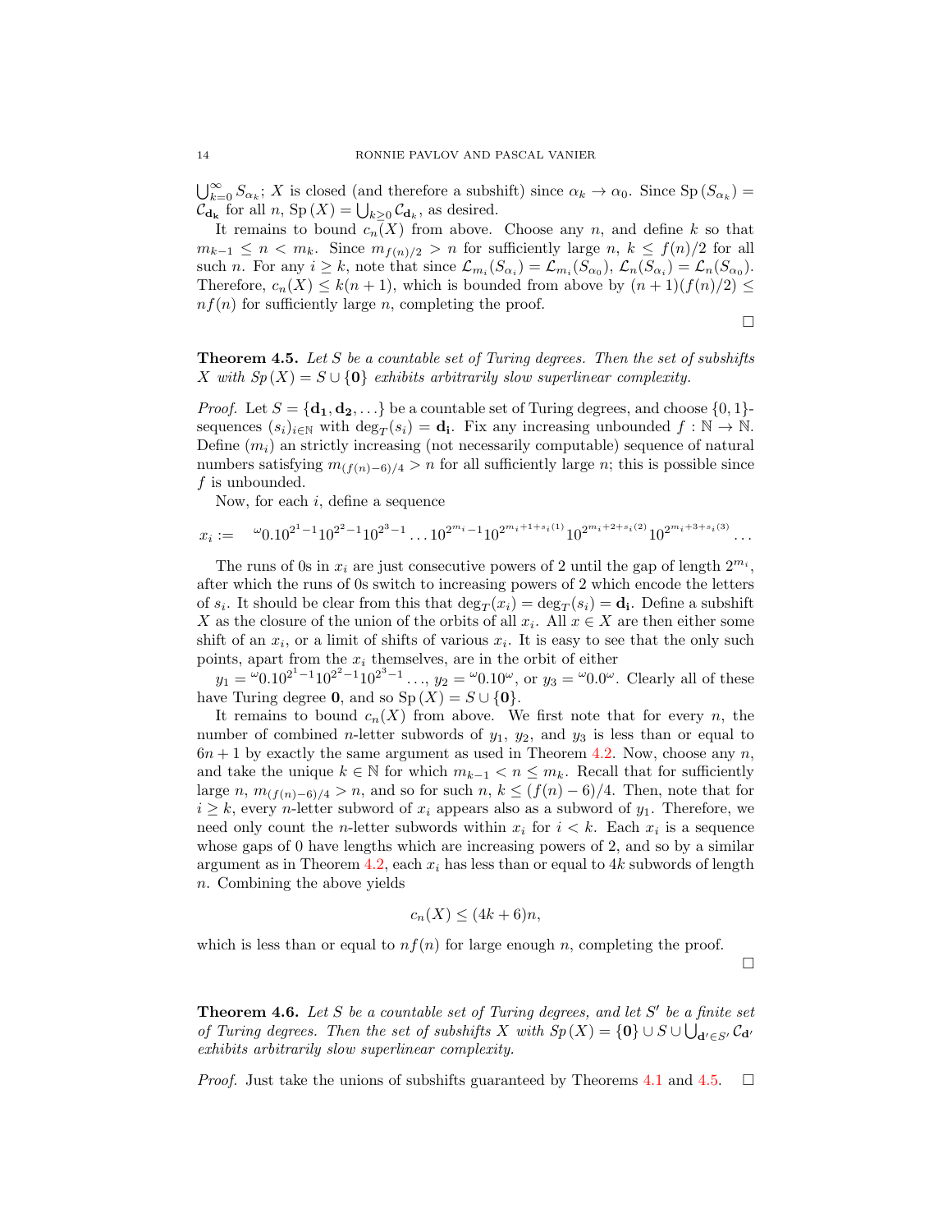$\bigcup_{k=0}^{\infty} S_{\alpha_k}$; $X$ is closed (and therefore a subshift) since $\alpha_k \to \alpha_0$. Since $\mathrm{Sp}\,(S_{\alpha_k}) = \mathcal{C}_{\mathbf{d_k}}$ for all $n$, $\mathrm{Sp}\,(X) = \bigcup_{k \geq 0} \mathcal{C}_{\mathbf{d}_k}$, as desired.

It remains to bound $c_n(X)$ from above. Choose any $n$, and define $k$ so that $m_{k-1} \leq n < m_k$. Since $m_{f(n)/2} > n$ for sufficiently large $n$, $k \leq f(n)/2$ for all such $n$. For any $i \geq k$, note that since $\mathcal{L}_{m_i}(S_{\alpha_i}) = \mathcal{L}_{m_i}(S_{\alpha_0})$, $\mathcal{L}_n(S_{\alpha_i}) = \mathcal{L}_n(S_{\alpha_0})$. Therefore, $c_n(X) \leq k(n+1)$, which is bounded from above by $(n+1)(f(n)/2) \leq nf(n)$ for sufficiently large $n$, completing the proof. $\square$

**Theorem 4.5.** *Let $S$ be a countable set of Turing degrees. Then the set of subshifts $X$ with $Sp\,(X) = S \cup \{\mathbf{0}\}$ exhibits arbitrarily slow superlinear complexity.*

*Proof.* Let $S = \{\mathbf{d_1}, \mathbf{d_2}, \dots\}$ be a countable set of Turing degrees, and choose $\{0,1\}$-sequences $(s_i)_{i \in \mathbb{N}}$ with $\deg_T(s_i) = \mathbf{d_i}$. Fix any increasing unbounded $f : \mathbb{N} \to \mathbb{N}$. Define $(m_i)$ an strictly increasing (not necessarily computable) sequence of natural numbers satisfying $m_{(f(n)-6)/4} > n$ for all sufficiently large $n$; this is possible since $f$ is unbounded.

Now, for each $i$, define a sequence

$$x_i := \quad {}^{\omega}0.10^{2^1-1}10^{2^2-1}10^{2^3-1}\dots10^{2^{m_i}-1}10^{2^{m_i+1+s_i(1)}}10^{2^{m_i+2+s_i(2)}}10^{2^{m_i+3+s_i(3)}}\dots$$

The runs of 0s in $x_i$ are just consecutive powers of 2 until the gap of length $2^{m_i}$, after which the runs of 0s switch to increasing powers of 2 which encode the letters of $s_i$. It should be clear from this that $\deg_T(x_i) = \deg_T(s_i) = \mathbf{d_i}$. Define a subshift $X$ as the closure of the union of the orbits of all $x_i$. All $x \in X$ are then either some shift of an $x_i$, or a limit of shifts of various $x_i$. It is easy to see that the only such points, apart from the $x_i$ themselves, are in the orbit of either

$y_1 = {}^{\omega}0.10^{2^1-1}10^{2^2-1}10^{2^3-1}\dots$, $y_2 = {}^{\omega}0.10^{\omega}$, or $y_3 = {}^{\omega}0.0^{\omega}$. Clearly all of these have Turing degree $\mathbf{0}$, and so $\mathrm{Sp}\,(X) = S \cup \{\mathbf{0}\}$.

It remains to bound $c_n(X)$ from above. We first note that for every $n$, the number of combined $n$-letter subwords of $y_1$, $y_2$, and $y_3$ is less than or equal to $6n+1$ by exactly the same argument as used in Theorem 4.2. Now, choose any $n$, and take the unique $k \in \mathbb{N}$ for which $m_{k-1} < n \leq m_k$. Recall that for sufficiently large $n$, $m_{(f(n)-6)/4} > n$, and so for such $n$, $k \leq (f(n)-6)/4$. Then, note that for $i \geq k$, every $n$-letter subword of $x_i$ appears also as a subword of $y_1$. Therefore, we need only count the $n$-letter subwords within $x_i$ for $i < k$. Each $x_i$ is a sequence whose gaps of 0 have lengths which are increasing powers of 2, and so by a similar argument as in Theorem 4.2, each $x_i$ has less than or equal to $4k$ subwords of length $n$. Combining the above yields

$$c_n(X) \leq (4k+6)n,$$

which is less than or equal to $nf(n)$ for large enough $n$, completing the proof. $\square$

**Theorem 4.6.** *Let $S$ be a countable set of Turing degrees, and let $S'$ be a finite set of Turing degrees. Then the set of subshifts $X$ with $Sp\,(X) = \{\mathbf{0}\} \cup S \cup \bigcup_{\mathbf{d}' \in S'} \mathcal{C}_{\mathbf{d}'}$ exhibits arbitrarily slow superlinear complexity.*

*Proof.* Just take the unions of subshifts guaranteed by Theorems 4.1 and 4.5. $\square$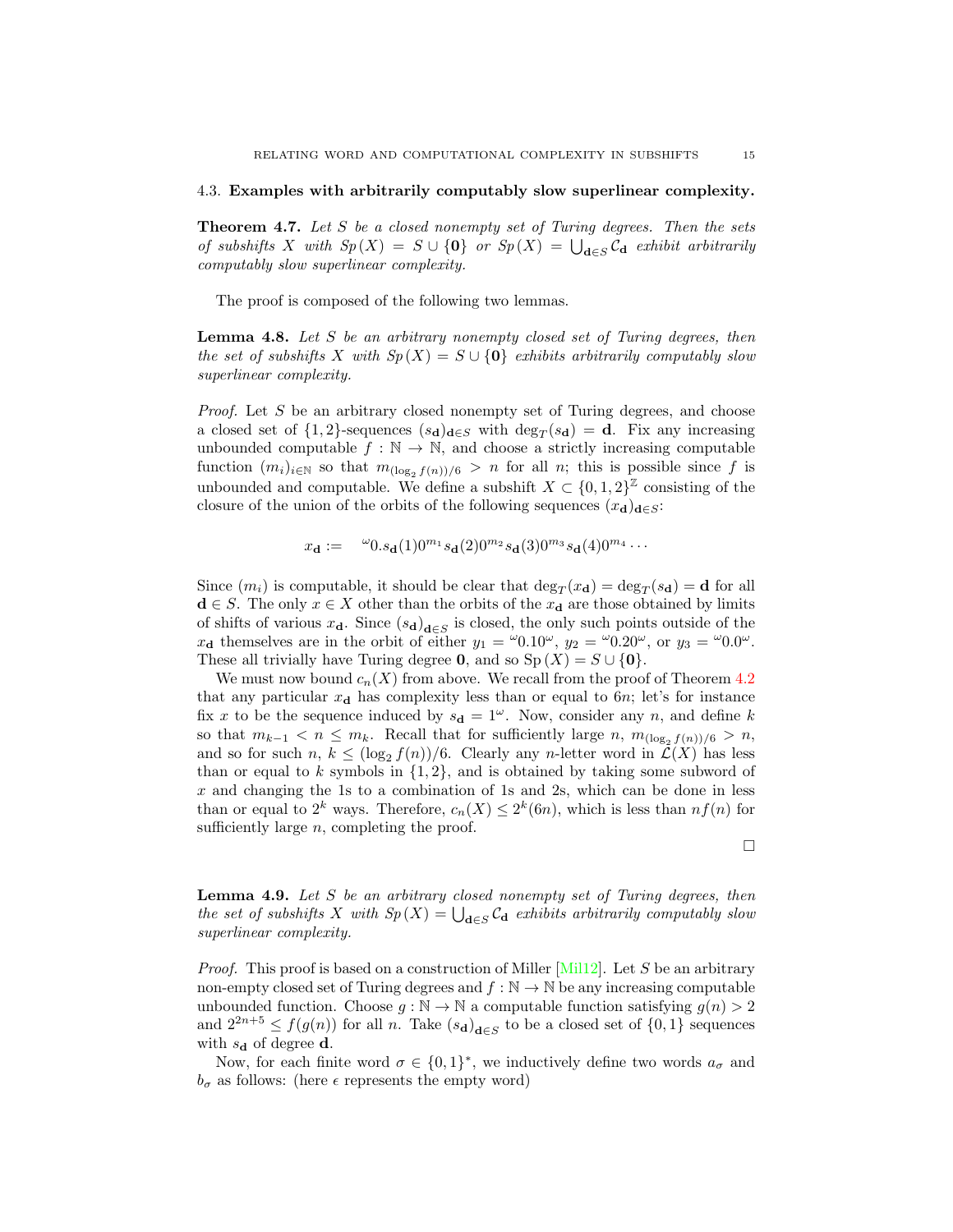### 4.3. Examples with arbitrarily computably slow superlinear complexity.

**Theorem 4.7.** *Let $S$ be a closed nonempty set of Turing degrees. Then the sets of subshifts $X$ with $Sp(X) = S \cup \{\mathbf{0}\}$ or $Sp(X) = \bigcup_{\mathbf{d} \in S} \mathcal{C}_{\mathbf{d}}$ exhibit arbitrarily computably slow superlinear complexity.*

The proof is composed of the following two lemmas.

**Lemma 4.8.** *Let $S$ be an arbitrary nonempty closed set of Turing degrees, then the set of subshifts $X$ with $Sp(X) = S \cup \{\mathbf{0}\}$ exhibits arbitrarily computably slow superlinear complexity.*

*Proof.* Let $S$ be an arbitrary closed nonempty set of Turing degrees, and choose a closed set of $\{1,2\}$-sequences $(s_{\mathbf{d}})_{\mathbf{d} \in S}$ with $\deg_T(s_{\mathbf{d}}) = \mathbf{d}$. Fix any increasing unbounded computable $f : \mathbb{N} \to \mathbb{N}$, and choose a strictly increasing computable function $(m_i)_{i \in \mathbb{N}}$ so that $m_{(\log_2 f(n))/6} > n$ for all $n$; this is possible since $f$ is unbounded and computable. We define a subshift $X \subset \{0,1,2\}^{\mathbb{Z}}$ consisting of the closure of the union of the orbits of the following sequences $(x_{\mathbf{d}})_{\mathbf{d} \in S}$:

$$x_{\mathbf{d}} := \quad {}^{\omega}0.s_{\mathbf{d}}(1)0^{m_1}s_{\mathbf{d}}(2)0^{m_2}s_{\mathbf{d}}(3)0^{m_3}s_{\mathbf{d}}(4)0^{m_4}\cdots$$

Since $(m_i)$ is computable, it should be clear that $\deg_T(x_{\mathbf{d}}) = \deg_T(s_{\mathbf{d}}) = \mathbf{d}$ for all $\mathbf{d} \in S$. The only $x \in X$ other than the orbits of the $x_{\mathbf{d}}$ are those obtained by limits of shifts of various $x_{\mathbf{d}}$. Since $(s_{\mathbf{d}})_{\mathbf{d} \in S}$ is closed, the only such points outside of the $x_{\mathbf{d}}$ themselves are in the orbit of either $y_1 = {}^{\omega}0.10^{\omega}$, $y_2 = {}^{\omega}0.20^{\omega}$, or $y_3 = {}^{\omega}0.0^{\omega}$. These all trivially have Turing degree $\mathbf{0}$, and so $\mathrm{Sp}(X) = S \cup \{\mathbf{0}\}$.

We must now bound $c_n(X)$ from above. We recall from the proof of Theorem 4.2 that any particular $x_{\mathbf{d}}$ has complexity less than or equal to $6n$; let's for instance fix $x$ to be the sequence induced by $s_{\mathbf{d}} = 1^{\omega}$. Now, consider any $n$, and define $k$ so that $m_{k-1} < n \leq m_k$. Recall that for sufficiently large $n$, $m_{(\log_2 f(n))/6} > n$, and so for such $n$, $k \leq (\log_2 f(n))/6$. Clearly any $n$-letter word in $\mathcal{L}(X)$ has less than or equal to $k$ symbols in $\{1,2\}$, and is obtained by taking some subword of $x$ and changing the 1s to a combination of 1s and 2s, which can be done in less than or equal to $2^k$ ways. Therefore, $c_n(X) \leq 2^k(6n)$, which is less than $nf(n)$ for sufficiently large $n$, completing the proof.

$\square$

**Lemma 4.9.** *Let $S$ be an arbitrary closed nonempty set of Turing degrees, then the set of subshifts $X$ with $Sp(X) = \bigcup_{\mathbf{d} \in S} \mathcal{C}_{\mathbf{d}}$ exhibits arbitrarily computably slow superlinear complexity.*

*Proof.* This proof is based on a construction of Miller [Mil12]. Let $S$ be an arbitrary non-empty closed set of Turing degrees and $f : \mathbb{N} \to \mathbb{N}$ be any increasing computable unbounded function. Choose $g : \mathbb{N} \to \mathbb{N}$ a computable function satisfying $g(n) > 2$ and $2^{2n+5} \leq f(g(n))$ for all $n$. Take $(s_{\mathbf{d}})_{\mathbf{d} \in S}$ to be a closed set of $\{0,1\}$ sequences with $s_{\mathbf{d}}$ of degree $\mathbf{d}$.

Now, for each finite word $\sigma \in \{0,1\}^*$, we inductively define two words $a_\sigma$ and $b_\sigma$ as follows: (here $\epsilon$ represents the empty word)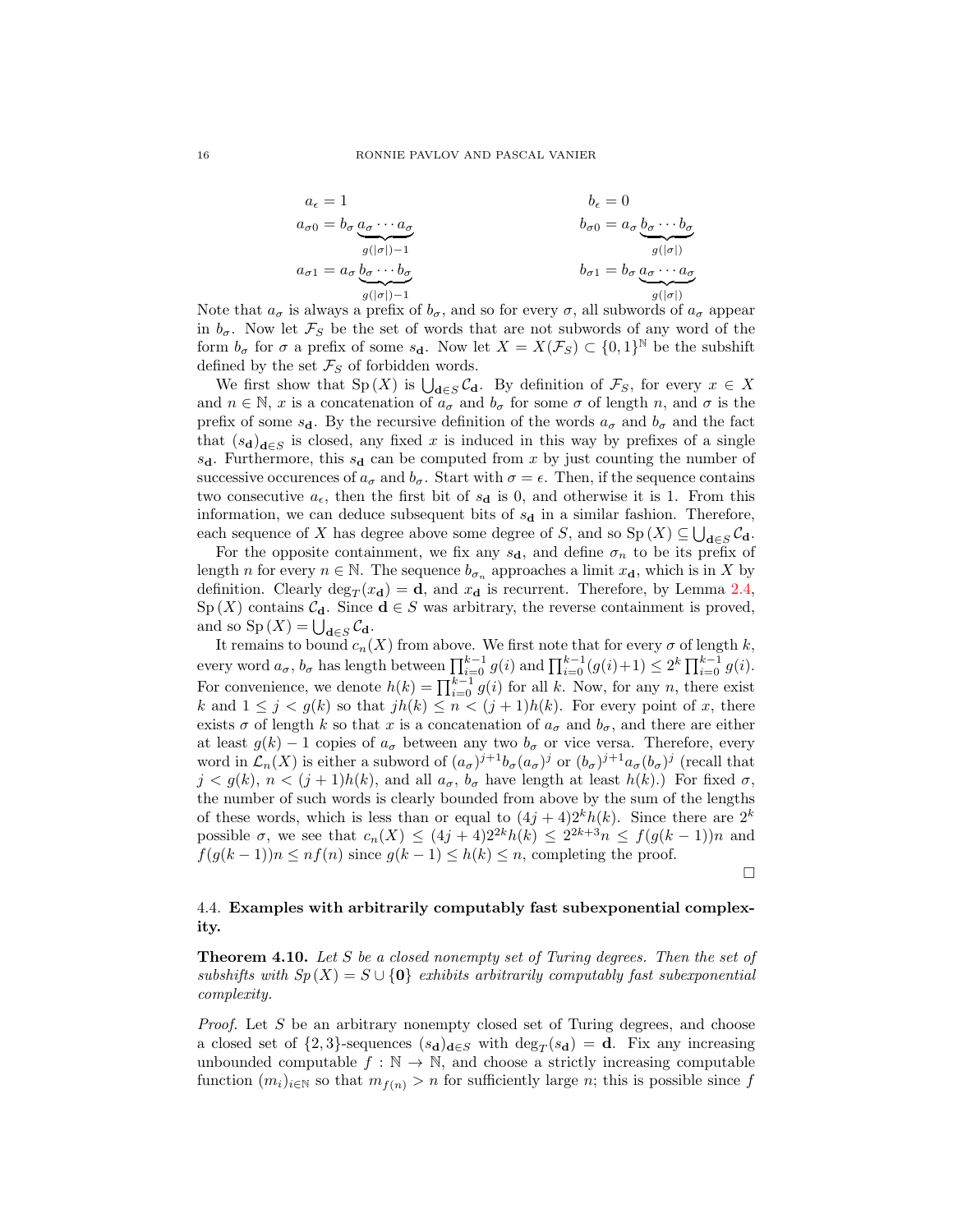$$
\begin{aligned}
a_\epsilon &= 1 & b_\epsilon &= 0\\
a_{\sigma 0} &= b_\sigma \underbrace{a_\sigma \cdots a_\sigma}_{g(|\sigma|)-1} & b_{\sigma 0} &= a_\sigma \underbrace{b_\sigma \cdots b_\sigma}_{g(|\sigma|)}\\
a_{\sigma 1} &= a_\sigma \underbrace{b_\sigma \cdots b_\sigma}_{g(|\sigma|)-1} & b_{\sigma 1} &= b_\sigma \underbrace{a_\sigma \cdots a_\sigma}_{g(|\sigma|)}
\end{aligned}
$$

Note that $a_\sigma$ is always a prefix of $b_\sigma$, and so for every $\sigma$, all subwords of $a_\sigma$ appear in $b_\sigma$. Now let $\mathcal{F}_S$ be the set of words that are not subwords of any word of the form $b_\sigma$ for $\sigma$ a prefix of some $s_{\mathbf{d}}$. Now let $X = X(\mathcal{F}_S) \subset \{0,1\}^{\mathbb{N}}$ be the subshift defined by the set $\mathcal{F}_S$ of forbidden words.

We first show that $\mathrm{Sp}\,(X)$ is $\bigcup_{\mathbf{d}\in S} \mathcal{C}_{\mathbf{d}}$. By definition of $\mathcal{F}_S$, for every $x \in X$ and $n \in \mathbb{N}$, $x$ is a concatenation of $a_\sigma$ and $b_\sigma$ for some $\sigma$ of length $n$, and $\sigma$ is the prefix of some $s_{\mathbf{d}}$. By the recursive definition of the words $a_\sigma$ and $b_\sigma$ and the fact that $(s_{\mathbf{d}})_{\mathbf{d}\in S}$ is closed, any fixed $x$ is induced in this way by prefixes of a single $s_{\mathbf{d}}$. Furthermore, this $s_{\mathbf{d}}$ can be computed from $x$ by just counting the number of successive occurences of $a_\sigma$ and $b_\sigma$. Start with $\sigma = \epsilon$. Then, if the sequence contains two consecutive $a_\epsilon$, then the first bit of $s_{\mathbf{d}}$ is 0, and otherwise it is 1. From this information, we can deduce subsequent bits of $s_{\mathbf{d}}$ in a similar fashion. Therefore, each sequence of $X$ has degree above some degree of $S$, and so $\mathrm{Sp}\,(X) \subseteq \bigcup_{\mathbf{d}\in S} \mathcal{C}_{\mathbf{d}}$.

For the opposite containment, we fix any $s_{\mathbf{d}}$, and define $\sigma_n$ to be its prefix of length $n$ for every $n \in \mathbb{N}$. The sequence $b_{\sigma_n}$ approaches a limit $x_{\mathbf{d}}$, which is in $X$ by definition. Clearly $\deg_T(x_{\mathbf{d}}) = \mathbf{d}$, and $x_{\mathbf{d}}$ is recurrent. Therefore, by Lemma 2.4, $\mathrm{Sp}\,(X)$ contains $\mathcal{C}_{\mathbf{d}}$. Since $\mathbf{d} \in S$ was arbitrary, the reverse containment is proved, and so $\mathrm{Sp}\,(X) = \bigcup_{\mathbf{d}\in S} \mathcal{C}_{\mathbf{d}}$.

It remains to bound $c_n(X)$ from above. We first note that for every $\sigma$ of length $k$, every word $a_\sigma$, $b_\sigma$ has length between $\prod_{i=0}^{k-1} g(i)$ and $\prod_{i=0}^{k-1}(g(i)+1) \leq 2^k \prod_{i=0}^{k-1} g(i)$. For convenience, we denote $h(k) = \prod_{i=0}^{k-1} g(i)$ for all $k$. Now, for any $n$, there exist $k$ and $1 \leq j < g(k)$ so that $jh(k) \leq n < (j+1)h(k)$. For every point of $x$, there exists $\sigma$ of length $k$ so that $x$ is a concatenation of $a_\sigma$ and $b_\sigma$, and there are either at least $g(k)-1$ copies of $a_\sigma$ between any two $b_\sigma$ or vice versa. Therefore, every word in $\mathcal{L}_n(X)$ is either a subword of $(a_\sigma)^{j+1} b_\sigma (a_\sigma)^j$ or $(b_\sigma)^{j+1} a_\sigma (b_\sigma)^j$ (recall that $j < g(k)$, $n < (j+1)h(k)$, and all $a_\sigma$, $b_\sigma$ have length at least $h(k)$.) For fixed $\sigma$, the number of such words is clearly bounded from above by the sum of the lengths of these words, which is less than or equal to $(4j+4)2^k h(k)$. Since there are $2^k$ possible $\sigma$, we see that $c_n(X) \leq (4j+4)2^{2k} h(k) \leq 2^{2k+3} n \leq f(g(k-1))n$ and $f(g(k-1))n \leq nf(n)$ since $g(k-1) \leq h(k) \leq n$, completing the proof. $\square$

### 4.4. Examples with arbitrarily computably fast subexponential complexity.

**Theorem 4.10.** *Let $S$ be a closed nonempty set of Turing degrees. Then the set of subshifts with $\mathrm{Sp}\,(X) = S \cup \{\mathbf{0}\}$ exhibits arbitrarily computably fast subexponential complexity.*

*Proof.* Let $S$ be an arbitrary nonempty closed set of Turing degrees, and choose a closed set of $\{2,3\}$-sequences $(s_{\mathbf{d}})_{\mathbf{d}\in S}$ with $\deg_T(s_{\mathbf{d}}) = \mathbf{d}$. Fix any increasing unbounded computable $f : \mathbb{N} \to \mathbb{N}$, and choose a strictly increasing computable function $(m_i)_{i\in\mathbb{N}}$ so that $m_{f(n)} > n$ for sufficiently large $n$; this is possible since $f$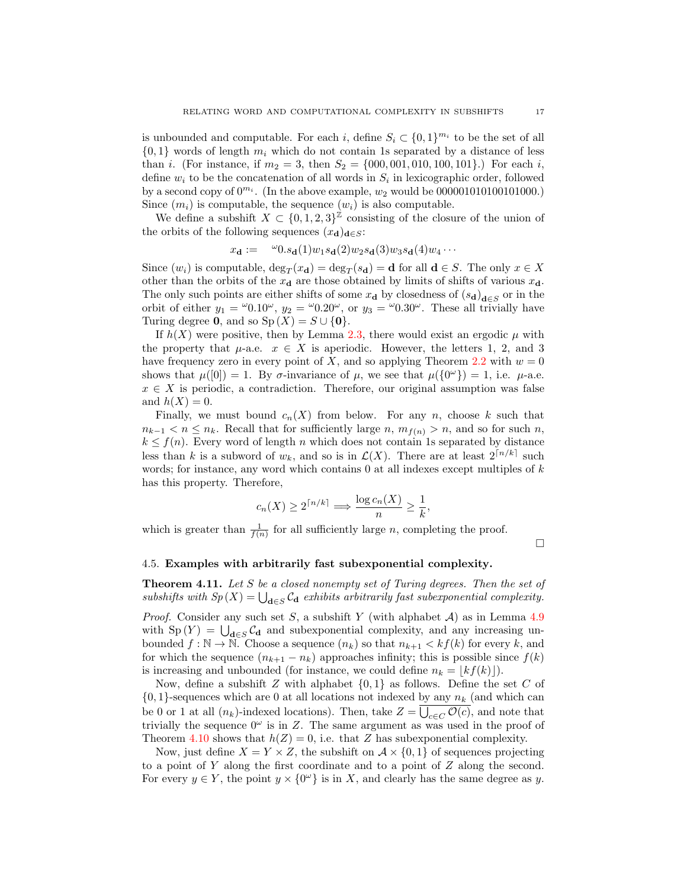is unbounded and computable. For each $i$, define $S_i \subset \{0,1\}^{m_i}$ to be the set of all $\{0,1\}$ words of length $m_i$ which do not contain 1s separated by a distance of less than $i$. (For instance, if $m_2 = 3$, then $S_2 = \{000, 001, 010, 100, 101\}$.) For each $i$, define $w_i$ to be the concatenation of all words in $S_i$ in lexicographic order, followed by a second copy of $0^{m_i}$. (In the above example, $w_2$ would be 000001010100101000.) Since $(m_i)$ is computable, the sequence $(w_i)$ is also computable.

We define a subshift $X \subset \{0,1,2,3\}^{\mathbb{Z}}$ consisting of the closure of the union of the orbits of the following sequences $(x_{\mathbf{d}})_{\mathbf{d} \in S}$:

$$x_{\mathbf{d}} := \ {}^{\omega}0.s_{\mathbf{d}}(1)w_1 s_{\mathbf{d}}(2)w_2 s_{\mathbf{d}}(3)w_3 s_{\mathbf{d}}(4)w_4 \cdots$$

Since $(w_i)$ is computable, $\deg_T(x_{\mathbf{d}}) = \deg_T(s_{\mathbf{d}}) = \mathbf{d}$ for all $\mathbf{d} \in S$. The only $x \in X$ other than the orbits of the $x_{\mathbf{d}}$ are those obtained by limits of shifts of various $x_{\mathbf{d}}$. The only such points are either shifts of some $x_{\mathbf{d}}$ by closedness of $(s_{\mathbf{d}})_{\mathbf{d} \in S}$ or in the orbit of either $y_1 = {}^{\omega}0.10^{\omega}$, $y_2 = {}^{\omega}0.20^{\omega}$, or $y_3 = {}^{\omega}0.30^{\omega}$. These all trivially have Turing degree $\mathbf{0}$, and so $\mathrm{Sp}(X) = S \cup \{\mathbf{0}\}$.

If $h(X)$ were positive, then by Lemma 2.3, there would exist an ergodic $\mu$ with the property that $\mu$-a.e. $x \in X$ is aperiodic. However, the letters 1, 2, and 3 have frequency zero in every point of $X$, and so applying Theorem 2.2 with $w = 0$ shows that $\mu([0]) = 1$. By $\sigma$-invariance of $\mu$, we see that $\mu(\{0^{\omega}\}) = 1$, i.e. $\mu$-a.e. $x \in X$ is periodic, a contradiction. Therefore, our original assumption was false and $h(X) = 0$.

Finally, we must bound $c_n(X)$ from below. For any $n$, choose $k$ such that $n_{k-1} < n \leq n_k$. Recall that for sufficiently large $n$, $m_{f(n)} > n$, and so for such $n$, $k \leq f(n)$. Every word of length $n$ which does not contain 1s separated by distance less than $k$ is a subword of $w_k$, and so is in $\mathcal{L}(X)$. There are at least $2^{\lceil n/k \rceil}$ such words; for instance, any word which contains 0 at all indexes except multiples of $k$ has this property. Therefore,

$$c_n(X) \geq 2^{\lceil n/k \rceil} \implies \frac{\log c_n(X)}{n} \geq \frac{1}{k},$$

which is greater than $\frac{1}{f(n)}$ for all sufficiently large $n$, completing the proof. □

### 4.5. **Examples with arbitrarily fast subexponential complexity.**

**Theorem 4.11.** *Let $S$ be a closed nonempty set of Turing degrees. Then the set of subshifts with $Sp(X) = \bigcup_{\mathbf{d} \in S} \mathcal{C}_{\mathbf{d}}$ exhibits arbitrarily fast subexponential complexity.*

*Proof.* Consider any such set $S$, a subshift $Y$ (with alphabet $\mathcal{A}$) as in Lemma 4.9 with $\mathrm{Sp}(Y) = \bigcup_{\mathbf{d} \in S} \mathcal{C}_{\mathbf{d}}$ and subexponential complexity, and any increasing unbounded $f : \mathbb{N} \to \mathbb{N}$. Choose a sequence $(n_k)$ so that $n_{k+1} < kf(k)$ for every $k$, and for which the sequence $(n_{k+1} - n_k)$ approaches infinity; this is possible since $f(k)$ is increasing and unbounded (for instance, we could define $n_k = \lfloor kf(k) \rfloor$).

Now, define a subshift $Z$ with alphabet $\{0,1\}$ as follows. Define the set $C$ of $\{0,1\}$-sequences which are 0 at all locations not indexed by any $n_k$ (and which can be 0 or 1 at all $(n_k)$-indexed locations). Then, take $Z = \overline{\bigcup_{c \in C} \mathcal{O}(c)}$, and note that trivially the sequence $0^{\omega}$ is in $Z$. The same argument as was used in the proof of Theorem 4.10 shows that $h(Z) = 0$, i.e. that $Z$ has subexponential complexity.

Now, just define $X = Y \times Z$, the subshift on $\mathcal{A} \times \{0,1\}$ of sequences projecting to a point of $Y$ along the first coordinate and to a point of $Z$ along the second. For every $y \in Y$, the point $y \times \{0^{\omega}\}$ is in $X$, and clearly has the same degree as $y$.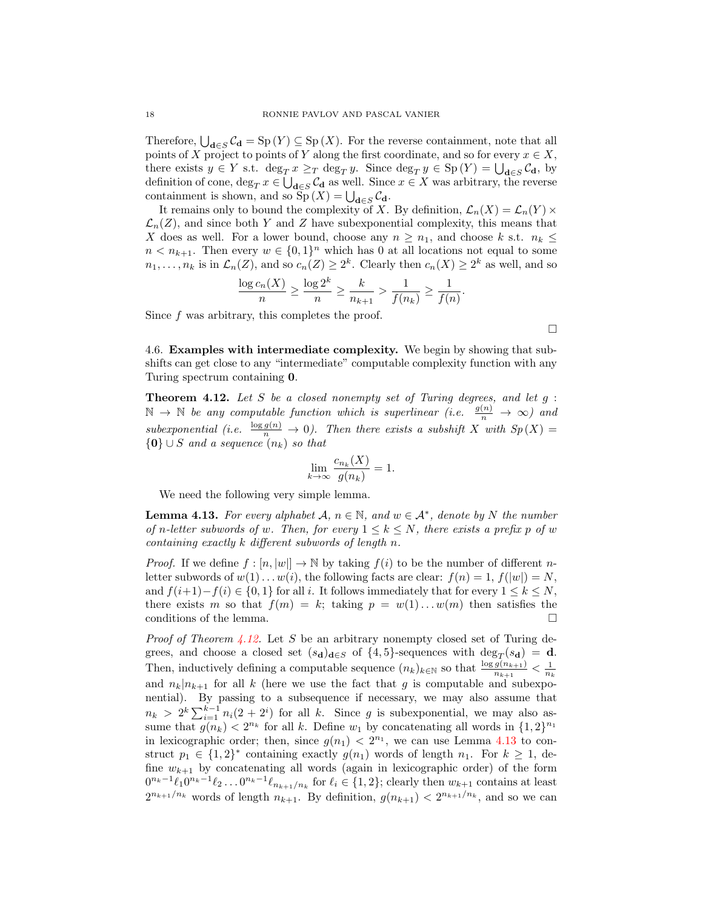Therefore, $\bigcup_{\mathbf{d} \in S} \mathcal{C}_{\mathbf{d}} = \mathrm{Sp}(Y) \subseteq \mathrm{Sp}(X)$. For the reverse containment, note that all points of $X$ project to points of $Y$ along the first coordinate, and so for every $x \in X$, there exists $y \in Y$ s.t. $\deg_T x \geq_T \deg_T y$. Since $\deg_T y \in \mathrm{Sp}(Y) = \bigcup_{\mathbf{d} \in S} \mathcal{C}_{\mathbf{d}}$, by definition of cone, $\deg_T x \in \bigcup_{\mathbf{d} \in S} \mathcal{C}_{\mathbf{d}}$ as well. Since $x \in X$ was arbitrary, the reverse containment is shown, and so $\mathrm{Sp}(X) = \bigcup_{\mathbf{d} \in S} \mathcal{C}_{\mathbf{d}}$.

It remains only to bound the complexity of $X$. By definition, $\mathcal{L}_n(X) = \mathcal{L}_n(Y) \times \mathcal{L}_n(Z)$, and since both $Y$ and $Z$ have subexponential complexity, this means that $X$ does as well. For a lower bound, choose any $n \geq n_1$, and choose $k$ s.t. $n_k \leq n < n_{k+1}$. Then every $w \in \{0,1\}^n$ which has 0 at all locations not equal to some $n_1, \ldots, n_k$ is in $\mathcal{L}_n(Z)$, and so $c_n(Z) \geq 2^k$. Clearly then $c_n(X) \geq 2^k$ as well, and so

$$\frac{\log c_n(X)}{n} \geq \frac{\log 2^k}{n} \geq \frac{k}{n_{k+1}} > \frac{1}{f(n_k)} \geq \frac{1}{f(n)}.$$

Since $f$ was arbitrary, this completes the proof.

□

## 4.6. Examples with intermediate complexity.

We begin by showing that subshifts can get close to any "intermediate" computable complexity function with any Turing spectrum containing $\mathbf{0}$.

**Theorem 4.12.** *Let $S$ be a closed nonempty set of Turing degrees, and let $g : \mathbb{N} \to \mathbb{N}$ be any computable function which is superlinear (i.e. $\frac{g(n)}{n} \to \infty$) and subexponential (i.e. $\frac{\log g(n)}{n} \to 0$). Then there exists a subshift $X$ with $Sp(X) = \{\mathbf{0}\} \cup S$ and a sequence $(n_k)$ so that*

$$\lim_{k \to \infty} \frac{c_{n_k}(X)}{g(n_k)} = 1.$$

We need the following very simple lemma.

**Lemma 4.13.** *For every alphabet $\mathcal{A}$, $n \in \mathbb{N}$, and $w \in \mathcal{A}^*$, denote by $N$ the number of $n$-letter subwords of $w$. Then, for every $1 \leq k \leq N$, there exists a prefix $p$ of $w$ containing exactly $k$ different subwords of length $n$.*

*Proof.* If we define $f : [n, |w|] \to \mathbb{N}$ by taking $f(i)$ to be the number of different $n$-letter subwords of $w(1) \ldots w(i)$, the following facts are clear: $f(n) = 1$, $f(|w|) = N$, and $f(i+1) - f(i) \in \{0,1\}$ for all $i$. It follows immediately that for every $1 \leq k \leq N$, there exists $m$ so that $f(m) = k$; taking $p = w(1) \ldots w(m)$ then satisfies the conditions of the lemma. □

*Proof of Theorem 4.12.* Let $S$ be an arbitrary nonempty closed set of Turing degrees, and choose a closed set $(s_{\mathbf{d}})_{\mathbf{d} \in S}$ of $\{4,5\}$-sequences with $\deg_T(s_{\mathbf{d}}) = \mathbf{d}$. Then, inductively defining a computable sequence $(n_k)_{k \in \mathbb{N}}$ so that $\frac{\log g(n_{k+1})}{n_{k+1}} < \frac{1}{n_k}$ and $n_k | n_{k+1}$ for all $k$ (here we use the fact that $g$ is computable and subexponential). By passing to a subsequence if necessary, we may also assume that $n_k > 2^k \sum_{i=1}^{k-1} n_i (2 + 2^i)$ for all $k$. Since $g$ is subexponential, we may also assume that $g(n_k) < 2^{n_k}$ for all $k$. Define $w_1$ by concatenating all words in $\{1,2\}^{n_1}$ in lexicographic order; then, since $g(n_1) < 2^{n_1}$, we can use Lemma 4.13 to construct $p_1 \in \{1,2\}^*$ containing exactly $g(n_1)$ words of length $n_1$. For $k \geq 1$, define $w_{k+1}$ by concatenating all words (again in lexicographic order) of the form $0^{n_k - 1} \ell_1 0^{n_k - 1} \ell_2 \ldots 0^{n_k - 1} \ell_{n_{k+1}/n_k}$ for $\ell_i \in \{1,2\}$; clearly then $w_{k+1}$ contains at least $2^{n_{k+1}/n_k}$ words of length $n_{k+1}$. By definition, $g(n_{k+1}) < 2^{n_{k+1}/n_k}$, and so we can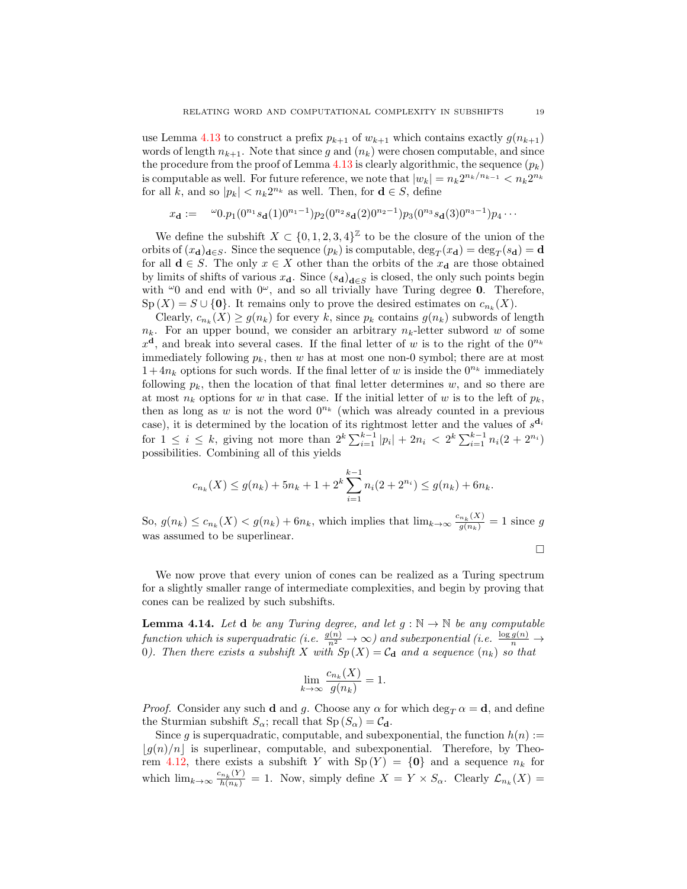use Lemma 4.13 to construct a prefix $p_{k+1}$ of $w_{k+1}$ which contains exactly $g(n_{k+1})$ words of length $n_{k+1}$. Note that since $g$ and $(n_k)$ were chosen computable, and since the procedure from the proof of Lemma 4.13 is clearly algorithmic, the sequence $(p_k)$ is computable as well. For future reference, we note that $|w_k| = n_k 2^{n_k/n_{k-1}} < n_k 2^{n_k}$ for all $k$, and so $|p_k| < n_k 2^{n_k}$ as well. Then, for $\mathbf{d} \in S$, define

$$x_{\mathbf{d}} := \quad {}^{\omega}0.p_1(0^{n_1}s_{\mathbf{d}}(1)0^{n_1-1})p_2(0^{n_2}s_{\mathbf{d}}(2)0^{n_2-1})p_3(0^{n_3}s_{\mathbf{d}}(3)0^{n_3-1})p_4\cdots$$

We define the subshift $X \subset \{0,1,2,3,4\}^{\mathbb{Z}}$ to be the closure of the union of the orbits of $(x_{\mathbf{d}})_{\mathbf{d}\in S}$. Since the sequence $(p_k)$ is computable, $\deg_T(x_{\mathbf{d}}) = \deg_T(s_{\mathbf{d}}) = \mathbf{d}$ for all $\mathbf{d} \in S$. The only $x \in X$ other than the orbits of the $x_{\mathbf{d}}$ are those obtained by limits of shifts of various $x_{\mathbf{d}}$. Since $(s_{\mathbf{d}})_{\mathbf{d}\in S}$ is closed, the only such points begin with ${}^{\omega}0$ and end with $0^{\omega}$, and so all trivially have Turing degree $\mathbf{0}$. Therefore, $\mathrm{Sp}\,(X) = S \cup \{\mathbf{0}\}$. It remains only to prove the desired estimates on $c_{n_k}(X)$.

Clearly, $c_{n_k}(X) \geq g(n_k)$ for every $k$, since $p_k$ contains $g(n_k)$ subwords of length $n_k$. For an upper bound, we consider an arbitrary $n_k$-letter subword $w$ of some $x^{\mathbf{d}}$, and break into several cases. If the final letter of $w$ is to the right of the $0^{n_k}$ immediately following $p_k$, then $w$ has at most one non-0 symbol; there are at most $1 + 4n_k$ options for such words. If the final letter of $w$ is inside the $0^{n_k}$ immediately following $p_k$, then the location of that final letter determines $w$, and so there are at most $n_k$ options for $w$ in that case. If the initial letter of $w$ is to the left of $p_k$, then as long as $w$ is not the word $0^{n_k}$ (which was already counted in a previous case), it is determined by the location of its rightmost letter and the values of $s^{\mathbf{d}_i}$ for $1 \leq i \leq k$, giving not more than $2^k \sum_{i=1}^{k-1} |p_i| + 2n_i < 2^k \sum_{i=1}^{k-1} n_i(2 + 2^{n_i})$ possibilities. Combining all of this yields

$$c_{n_k}(X) \leq g(n_k) + 5n_k + 1 + 2^k \sum_{i=1}^{k-1} n_i(2 + 2^{n_i}) \leq g(n_k) + 6n_k.$$

So, $g(n_k) \leq c_{n_k}(X) < g(n_k) + 6n_k$, which implies that $\lim_{k\to\infty} \frac{c_{n_k}(X)}{g(n_k)} = 1$ since $g$ was assumed to be superlinear.

□

We now prove that every union of cones can be realized as a Turing spectrum for a slightly smaller range of intermediate complexities, and begin by proving that cones can be realized by such subshifts.

**Lemma 4.14.** *Let $\mathbf{d}$ be any Turing degree, and let $g : \mathbb{N} \to \mathbb{N}$ be any computable function which is superquadratic (i.e. $\frac{g(n)}{n^2} \to \infty$) and subexponential (i.e. $\frac{\log g(n)}{n} \to 0$). Then there exists a subshift $X$ with $Sp\,(X) = \mathcal{C}_{\mathbf{d}}$ and a sequence $(n_k)$ so that*

$$\lim_{k\to\infty} \frac{c_{n_k}(X)}{g(n_k)} = 1.$$

*Proof.* Consider any such $\mathbf{d}$ and $g$. Choose any $\alpha$ for which $\deg_T \alpha = \mathbf{d}$, and define the Sturmian subshift $S_\alpha$; recall that $\mathrm{Sp}\,(S_\alpha) = \mathcal{C}_{\mathbf{d}}$.

Since $g$ is superquadratic, computable, and subexponential, the function $h(n) := \lfloor g(n)/n \rfloor$ is superlinear, computable, and subexponential. Therefore, by Theorem 4.12, there exists a subshift $Y$ with $\mathrm{Sp}\,(Y) = \{\mathbf{0}\}$ and a sequence $n_k$ for which $\lim_{k\to\infty} \frac{c_{n_k}(Y)}{h(n_k)} = 1$. Now, simply define $X = Y \times S_\alpha$. Clearly $\mathcal{L}_{n_k}(X) =$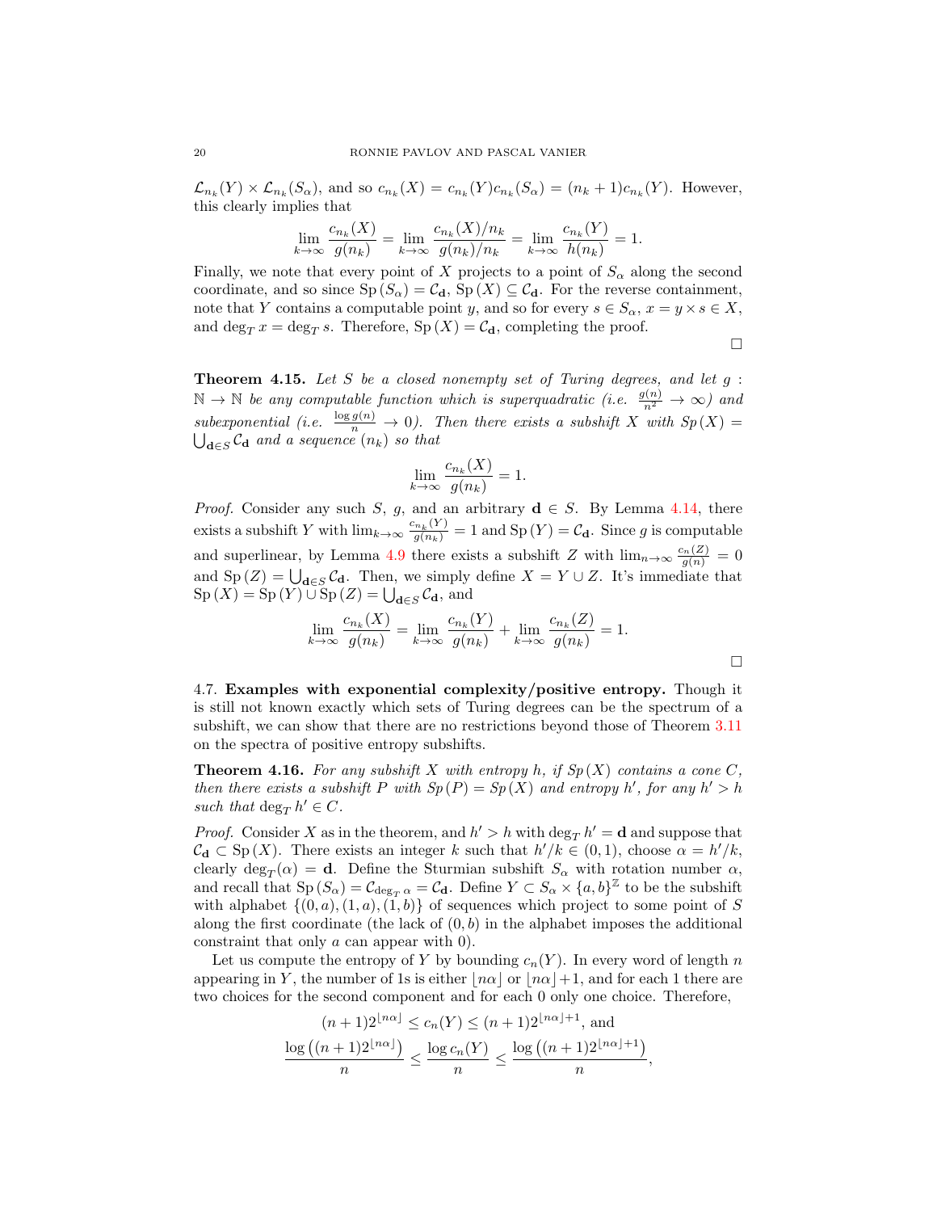$\mathcal{L}_{n_k}(Y) \times \mathcal{L}_{n_k}(S_\alpha)$, and so $c_{n_k}(X) = c_{n_k}(Y)c_{n_k}(S_\alpha) = (n_k+1)c_{n_k}(Y)$. However, this clearly implies that

$$\lim_{k\to\infty} \frac{c_{n_k}(X)}{g(n_k)} = \lim_{k\to\infty} \frac{c_{n_k}(X)/n_k}{g(n_k)/n_k} = \lim_{k\to\infty} \frac{c_{n_k}(Y)}{h(n_k)} = 1.$$

Finally, we note that every point of $X$ projects to a point of $S_\alpha$ along the second coordinate, and so since $\mathrm{Sp}\,(S_\alpha) = \mathcal{C}_{\mathbf{d}}$, $\mathrm{Sp}\,(X) \subseteq \mathcal{C}_{\mathbf{d}}$. For the reverse containment, note that $Y$ contains a computable point $y$, and so for every $s \in S_\alpha$, $x = y \times s \in X$, and $\deg_T x = \deg_T s$. Therefore, $\mathrm{Sp}\,(X) = \mathcal{C}_{\mathbf{d}}$, completing the proof.

□

**Theorem 4.15.** *Let $S$ be a closed nonempty set of Turing degrees, and let $g : \mathbb{N} \to \mathbb{N}$ be any computable function which is superquadratic (i.e. $\frac{g(n)}{n^2} \to \infty$) and subexponential (i.e. $\frac{\log g(n)}{n} \to 0$). Then there exists a subshift $X$ with $Sp\,(X) = \bigcup_{\mathbf{d}\in S} \mathcal{C}_{\mathbf{d}}$ and a sequence $(n_k)$ so that*

$$\lim_{k\to\infty} \frac{c_{n_k}(X)}{g(n_k)} = 1.$$

*Proof.* Consider any such $S$, $g$, and an arbitrary $\mathbf{d} \in S$. By Lemma 4.14, there exists a subshift $Y$ with $\lim_{k\to\infty} \frac{c_{n_k}(Y)}{g(n_k)} = 1$ and $\mathrm{Sp}\,(Y) = \mathcal{C}_{\mathbf{d}}$. Since $g$ is computable and superlinear, by Lemma 4.9 there exists a subshift $Z$ with $\lim_{n\to\infty} \frac{c_n(Z)}{g(n)} = 0$ and $\mathrm{Sp}\,(Z) = \bigcup_{\mathbf{d}\in S} \mathcal{C}_{\mathbf{d}}$. Then, we simply define $X = Y \cup Z$. It's immediate that $\mathrm{Sp}\,(X) = \mathrm{Sp}\,(Y) \cup \mathrm{Sp}\,(Z) = \bigcup_{\mathbf{d}\in S} \mathcal{C}_{\mathbf{d}}$, and

$$\lim_{k\to\infty} \frac{c_{n_k}(X)}{g(n_k)} = \lim_{k\to\infty} \frac{c_{n_k}(Y)}{g(n_k)} + \lim_{k\to\infty} \frac{c_{n_k}(Z)}{g(n_k)} = 1.$$

□

4.7. **Examples with exponential complexity/positive entropy.** Though it is still not known exactly which sets of Turing degrees can be the spectrum of a subshift, we can show that there are no restrictions beyond those of Theorem 3.11 on the spectra of positive entropy subshifts.

**Theorem 4.16.** *For any subshift $X$ with entropy $h$, if $Sp\,(X)$ contains a cone $C$, then there exists a subshift $P$ with $Sp\,(P) = Sp\,(X)$ and entropy $h'$, for any $h' > h$ such that $\deg_T h' \in C$.*

*Proof.* Consider $X$ as in the theorem, and $h' > h$ with $\deg_T h' = \mathbf{d}$ and suppose that $\mathcal{C}_{\mathbf{d}} \subset \mathrm{Sp}\,(X)$. There exists an integer $k$ such that $h'/k \in (0,1)$, choose $\alpha = h'/k$, clearly $\deg_T(\alpha) = \mathbf{d}$. Define the Sturmian subshift $S_\alpha$ with rotation number $\alpha$, and recall that $\mathrm{Sp}\,(S_\alpha) = \mathcal{C}_{\deg_T \alpha} = \mathcal{C}_{\mathbf{d}}$. Define $Y \subset S_\alpha \times \{a,b\}^{\mathbb{Z}}$ to be the subshift with alphabet $\{(0,a),(1,a),(1,b)\}$ of sequences which project to some point of $S$ along the first coordinate (the lack of $(0,b)$ in the alphabet imposes the additional constraint that only $a$ can appear with 0).

Let us compute the entropy of $Y$ by bounding $c_n(Y)$. In every word of length $n$ appearing in $Y$, the number of 1s is either $\lfloor n\alpha \rfloor$ or $\lfloor n\alpha \rfloor + 1$, and for each 1 there are two choices for the second component and for each 0 only one choice. Therefore,

$$(n+1)2^{\lfloor n\alpha \rfloor} \leq c_n(Y) \leq (n+1)2^{\lfloor n\alpha \rfloor + 1}, \text{ and}$$
$$\frac{\log\left((n+1)2^{\lfloor n\alpha \rfloor}\right)}{n} \leq \frac{\log c_n(Y)}{n} \leq \frac{\log\left((n+1)2^{\lfloor n\alpha \rfloor + 1}\right)}{n},$$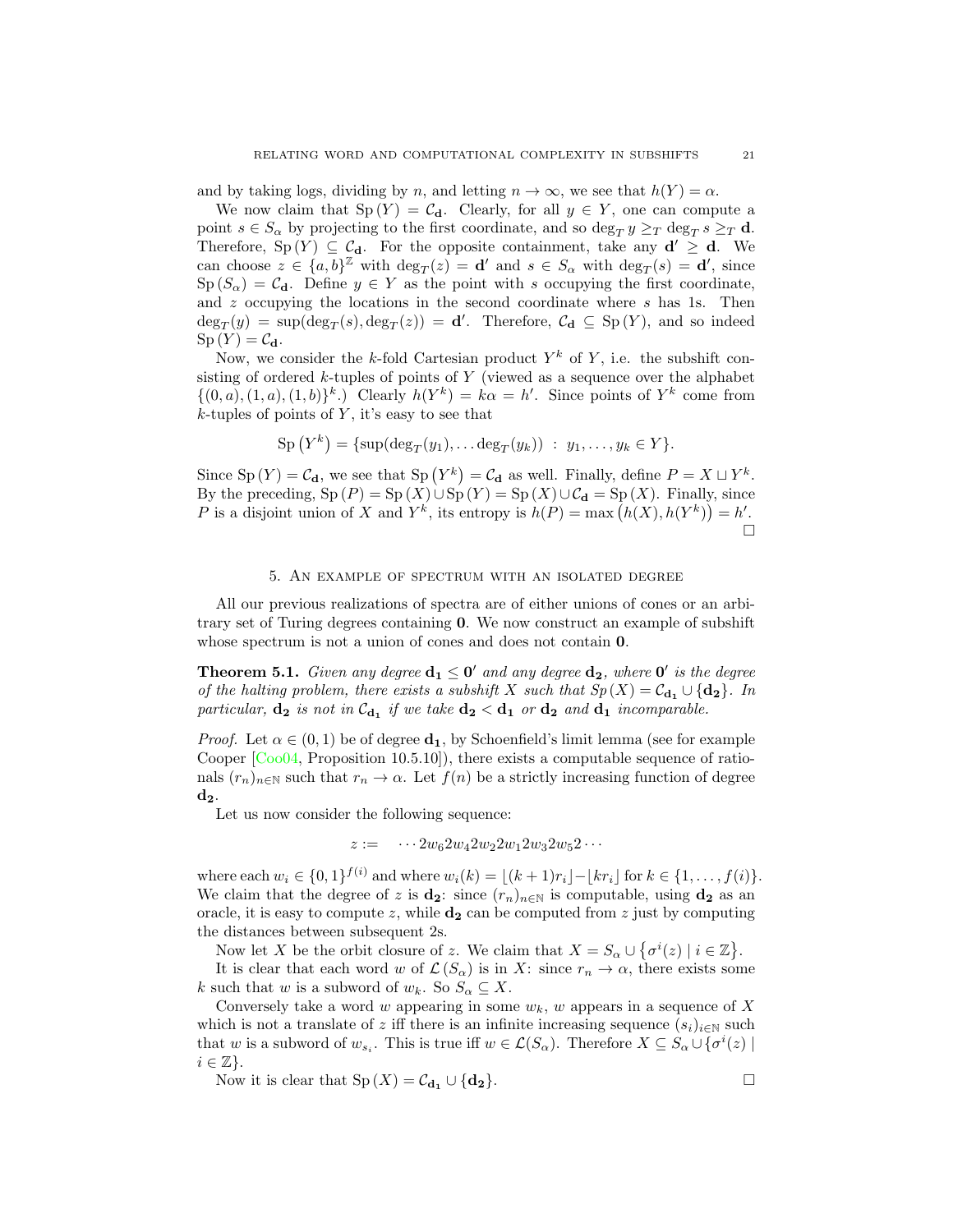and by taking logs, dividing by $n$, and letting $n \to \infty$, we see that $h(Y) = \alpha$.

We now claim that $\mathrm{Sp}(Y) = \mathcal{C}_{\mathbf{d}}$. Clearly, for all $y \in Y$, one can compute a point $s \in S_\alpha$ by projecting to the first coordinate, and so $\deg_T y \geq_T \deg_T s \geq_T \mathbf{d}$. Therefore, $\mathrm{Sp}(Y) \subseteq \mathcal{C}_{\mathbf{d}}$. For the opposite containment, take any $\mathbf{d'} \geq \mathbf{d}$. We can choose $z \in \{a, b\}^{\mathbb{Z}}$ with $\deg_T(z) = \mathbf{d'}$ and $s \in S_\alpha$ with $\deg_T(s) = \mathbf{d'}$, since $\mathrm{Sp}(S_\alpha) = \mathcal{C}_{\mathbf{d}}$. Define $y \in Y$ as the point with $s$ occupying the first coordinate, and $z$ occupying the locations in the second coordinate where $s$ has 1s. Then $\deg_T(y) = \sup(\deg_T(s), \deg_T(z)) = \mathbf{d'}$. Therefore, $\mathcal{C}_{\mathbf{d}} \subseteq \mathrm{Sp}(Y)$, and so indeed $\mathrm{Sp}(Y) = \mathcal{C}_{\mathbf{d}}$.

Now, we consider the $k$-fold Cartesian product $Y^k$ of $Y$, i.e. the subshift consisting of ordered $k$-tuples of points of $Y$ (viewed as a sequence over the alphabet $\{(0, a), (1, a), (1, b)\}^k$.) Clearly $h(Y^k) = k\alpha = h'$. Since points of $Y^k$ come from $k$-tuples of points of $Y$, it's easy to see that

$$\mathrm{Sp}\left(Y^k\right) = \{\sup(\deg_T(y_1), \ldots \deg_T(y_k)) \ : \ y_1, \ldots, y_k \in Y\}.$$

Since $\mathrm{Sp}(Y) = \mathcal{C}_{\mathbf{d}}$, we see that $\mathrm{Sp}\left(Y^k\right) = \mathcal{C}_{\mathbf{d}}$ as well. Finally, define $P = X \sqcup Y^k$. By the preceding, $\mathrm{Sp}(P) = \mathrm{Sp}(X) \cup \mathrm{Sp}(Y) = \mathrm{Sp}(X) \cup \mathcal{C}_{\mathbf{d}} = \mathrm{Sp}(X)$. Finally, since $P$ is a disjoint union of $X$ and $Y^k$, its entropy is $h(P) = \max\left(h(X), h(Y^k)\right) = h'$. $\square$

## 5. An example of spectrum with an isolated degree

All our previous realizations of spectra are of either unions of cones or an arbitrary set of Turing degrees containing $\mathbf{0}$. We now construct an example of subshift whose spectrum is not a union of cones and does not contain $\mathbf{0}$.

**Theorem 5.1.** *Given any degree $\mathbf{d_1} \leq \mathbf{0'}$ and any degree $\mathbf{d_2}$, where $\mathbf{0'}$ is the degree of the halting problem, there exists a subshift $X$ such that $Sp(X) = \mathcal{C}_{\mathbf{d_1}} \cup \{\mathbf{d_2}\}$. In particular, $\mathbf{d_2}$ is not in $\mathcal{C}_{\mathbf{d_1}}$ if we take $\mathbf{d_2} < \mathbf{d_1}$ or $\mathbf{d_2}$ and $\mathbf{d_1}$ incomparable.*

*Proof.* Let $\alpha \in (0, 1)$ be of degree $\mathbf{d_1}$, by Schoenfield's limit lemma (see for example Cooper [Coo04, Proposition 10.5.10]), there exists a computable sequence of rationals $(r_n)_{n\in\mathbb{N}}$ such that $r_n \to \alpha$. Let $f(n)$ be a strictly increasing function of degree $\mathbf{d_2}$.

Let us now consider the following sequence:

$$z := \quad \cdots 2w_6 2w_4 2w_2 2w_1 2w_3 2w_5 2 \cdots$$

where each $w_i \in \{0, 1\}^{f(i)}$ and where $w_i(k) = \lfloor (k + 1)r_i \rfloor - \lfloor k r_i \rfloor$ for $k \in \{1, \ldots, f(i)\}$. We claim that the degree of $z$ is $\mathbf{d_2}$: since $(r_n)_{n\in\mathbb{N}}$ is computable, using $\mathbf{d_2}$ as an oracle, it is easy to compute $z$, while $\mathbf{d_2}$ can be computed from $z$ just by computing the distances between subsequent 2s.

Now let $X$ be the orbit closure of $z$. We claim that $X = S_\alpha \cup \left\{\sigma^i(z) \mid i \in \mathbb{Z}\right\}$.

It is clear that each word $w$ of $\mathcal{L}(S_\alpha)$ is in $X$: since $r_n \to \alpha$, there exists some $k$ such that $w$ is a subword of $w_k$. So $S_\alpha \subseteq X$.

Conversely take a word $w$ appearing in some $w_k$, $w$ appears in a sequence of $X$ which is not a translate of $z$ iff there is an infinite increasing sequence $(s_i)_{i\in\mathbb{N}}$ such that $w$ is a subword of $w_{s_i}$. This is true iff $w \in \mathcal{L}(S_\alpha)$. Therefore $X \subseteq S_\alpha \cup \{\sigma^i(z) \mid i \in \mathbb{Z}\}$.

Now it is clear that $\mathrm{Sp}(X) = \mathcal{C}_{\mathbf{d_1}} \cup \{\mathbf{d_2}\}$. $\square$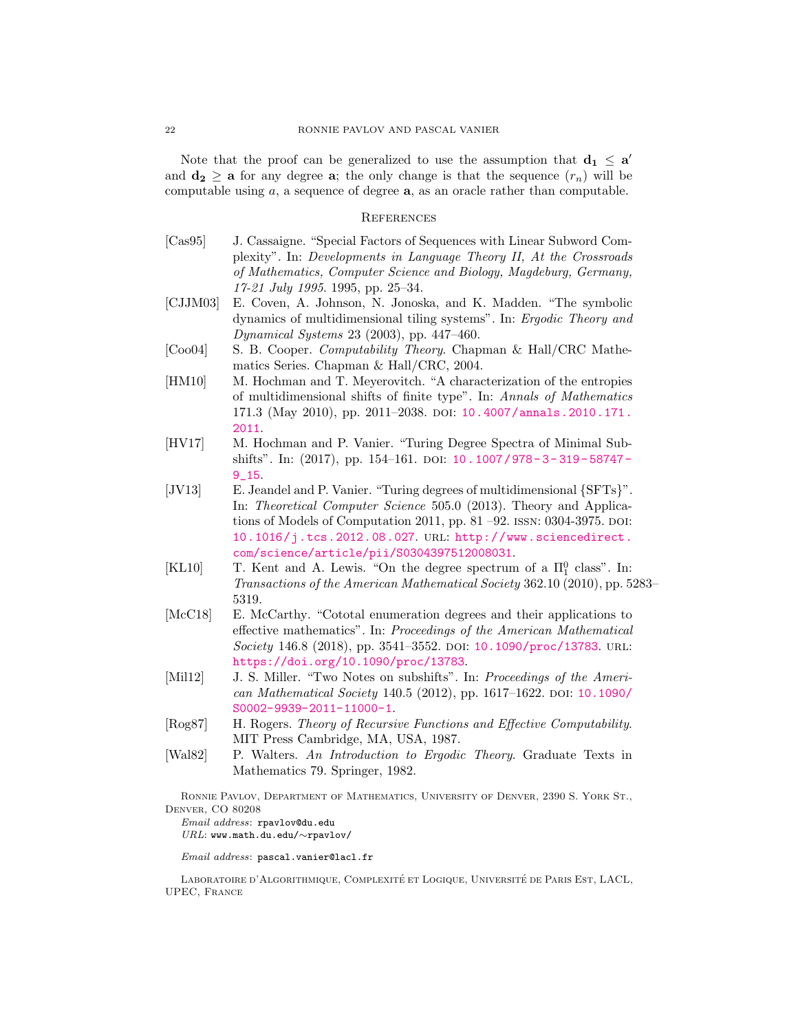Note that the proof can be generalized to use the assumption that $\mathbf{d_1} \leq \mathbf{a}'$ and $\mathbf{d_2} \geq \mathbf{a}$ for any degree $\mathbf{a}$; the only change is that the sequence $(r_n)$ will be computable using $a$, a sequence of degree $\mathbf{a}$, as an oracle rather than computable.

## References

[Cas95] J. Cassaigne. "Special Factors of Sequences with Linear Subword Complexity". In: *Developments in Language Theory II, At the Crossroads of Mathematics, Computer Science and Biology, Magdeburg, Germany, 17-21 July 1995*. 1995, pp. 25–34.

[CJJM03] E. Coven, A. Johnson, N. Jonoska, and K. Madden. "The symbolic dynamics of multidimensional tiling systems". In: *Ergodic Theory and Dynamical Systems* 23 (2003), pp. 447–460.

[Coo04] S. B. Cooper. *Computability Theory*. Chapman & Hall/CRC Mathematics Series. Chapman & Hall/CRC, 2004.

[HM10] M. Hochman and T. Meyerovitch. "A characterization of the entropies of multidimensional shifts of finite type". In: *Annals of Mathematics* 171.3 (May 2010), pp. 2011–2038. DOI: 10.4007/annals.2010.171.2011.

[HV17] M. Hochman and P. Vanier. "Turing Degree Spectra of Minimal Subshifts". In: (2017), pp. 154–161. DOI: 10.1007/978-3-319-58747-9_15.

[JV13] E. Jeandel and P. Vanier. "Turing degrees of multidimensional {SFTs}". In: *Theoretical Computer Science* 505.0 (2013). Theory and Applications of Models of Computation 2011, pp. 81 –92. ISSN: 0304-3975. DOI: 10.1016/j.tcs.2012.08.027. URL: http://www.sciencedirect.com/science/article/pii/S0304397512008031.

[KL10] T. Kent and A. Lewis. "On the degree spectrum of a $\Pi^0_1$ class". In: *Transactions of the American Mathematical Society* 362.10 (2010), pp. 5283–5319.

[McC18] E. McCarthy. "Cototal enumeration degrees and their applications to effective mathematics". In: *Proceedings of the American Mathematical Society* 146.8 (2018), pp. 3541–3552. DOI: 10.1090/proc/13783. URL: https://doi.org/10.1090/proc/13783.

[Mil12] J. S. Miller. "Two Notes on subshifts". In: *Proceedings of the American Mathematical Society* 140.5 (2012), pp. 1617–1622. DOI: 10.1090/S0002-9939-2011-11000-1.

[Rog87] H. Rogers. *Theory of Recursive Functions and Effective Computability*. MIT Press Cambridge, MA, USA, 1987.

[Wal82] P. Walters. *An Introduction to Ergodic Theory*. Graduate Texts in Mathematics 79. Springer, 1982.

Ronnie Pavlov, Department of Mathematics, University of Denver, 2390 S. York St., Denver, CO 80208

*Email address*: rpavlov@du.edu

*URL*: www.math.du.edu/∼rpavlov/

*Email address*: pascal.vanier@lacl.fr

Laboratoire d'Algorithmique, Complexité et Logique, Université de Paris Est, LACL, UPEC, France